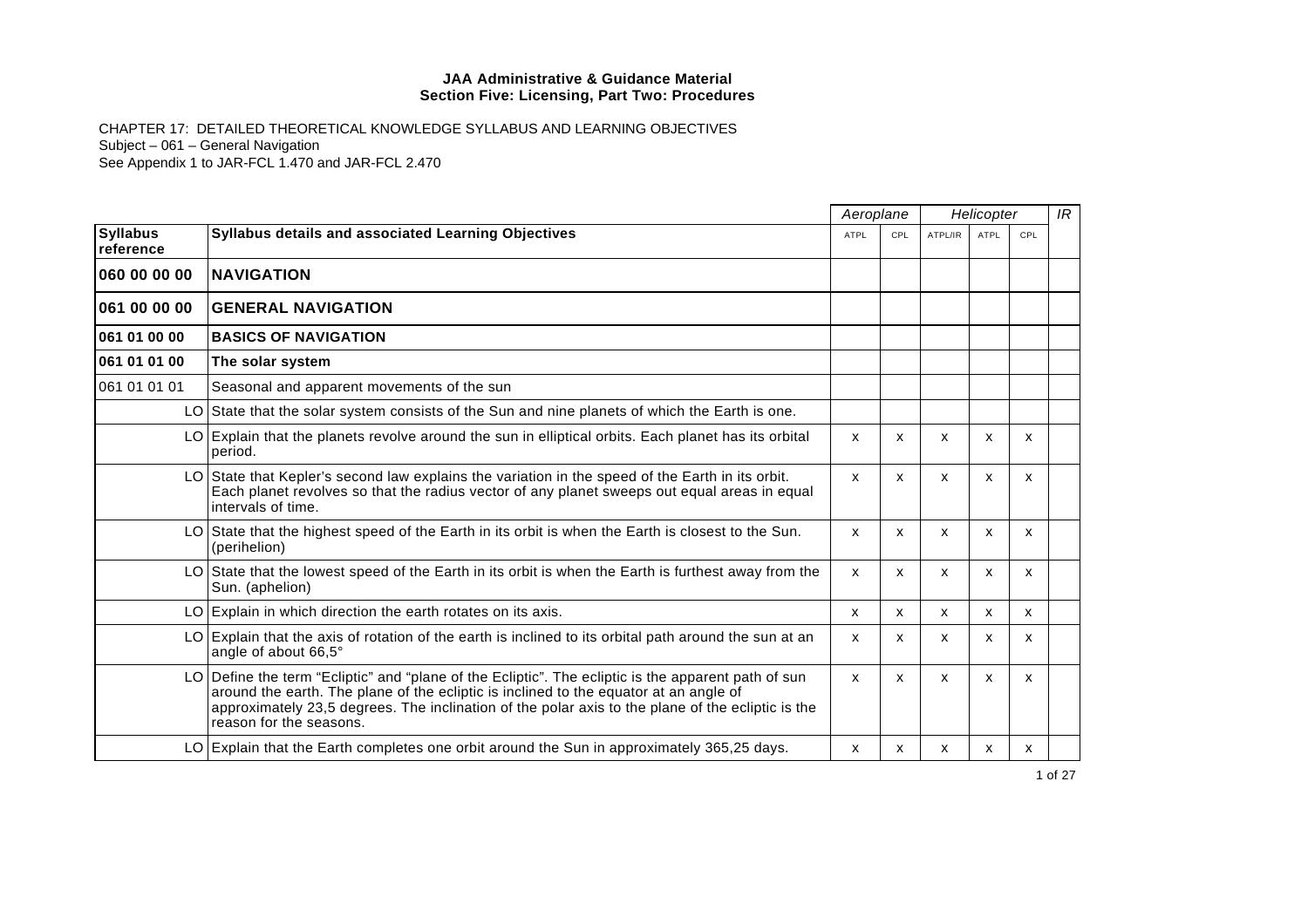**JAA Administrative & Guidance Material**
**Section Five: Licensing, Part Two: Procedures**

CHAPTER 17: DETAILED THEORETICAL KNOWLEDGE SYLLABUS AND LEARNING OBJECTIVES
Subject – 061 – General Navigation
See Appendix 1 to JAR-FCL 1.470 and JAR-FCL 2.470

| | | *Aeroplane* | | *Helicopter* | | | *IR* |
|---|---|---|---|---|---|---|---|
| **Syllabus reference** | **Syllabus details and associated Learning Objectives** | ATPL | CPL | ATPL/IR | ATPL | CPL | |
| **060 00 00 00** | **NAVIGATION** | | | | | | |
| **061 00 00 00** | **GENERAL NAVIGATION** | | | | | | |
| **061 01 00 00** | **BASICS OF NAVIGATION** | | | | | | |
| **061 01 01 00** | **The solar system** | | | | | | |
| 061 01 01 01 | Seasonal and apparent movements of the sun | | | | | | |
| LO | State that the solar system consists of the Sun and nine planets of which the Earth is one. | | | | | | |
| LO | Explain that the planets revolve around the sun in elliptical orbits. Each planet has its orbital period. | x | x | x | x | x | |
| LO | State that Kepler's second law explains the variation in the speed of the Earth in its orbit. Each planet revolves so that the radius vector of any planet sweeps out equal areas in equal intervals of time. | x | x | x | x | x | |
| LO | State that the highest speed of the Earth in its orbit is when the Earth is closest to the Sun. (perihelion) | x | x | x | x | x | |
| LO | State that the lowest speed of the Earth in its orbit is when the Earth is furthest away from the Sun. (aphelion) | x | x | x | x | x | |
| LO | Explain in which direction the earth rotates on its axis. | x | x | x | x | x | |
| LO | Explain that the axis of rotation of the earth is inclined to its orbital path around the sun at an angle of about 66,5° | x | x | x | x | x | |
| LO | Define the term "Ecliptic" and "plane of the Ecliptic". The ecliptic is the apparent path of sun around the earth. The plane of the ecliptic is inclined to the equator at an angle of approximately 23,5 degrees. The inclination of the polar axis to the plane of the ecliptic is the reason for the seasons. | x | x | x | x | x | |
| LO | Explain that the Earth completes one orbit around the Sun in approximately 365,25 days. | x | x | x | x | x | |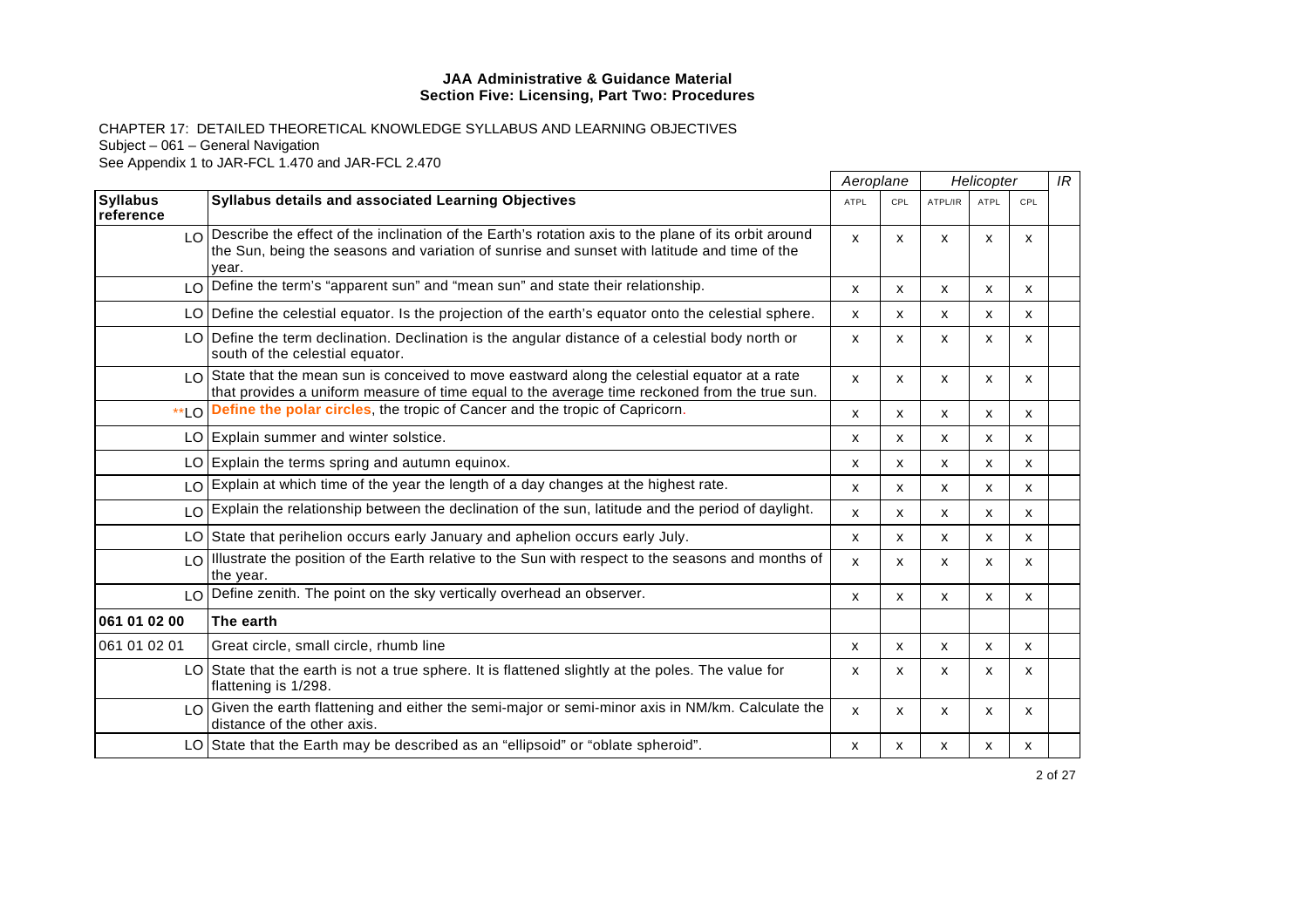**JAA Administrative & Guidance Material**
**Section Five: Licensing, Part Two: Procedures**

CHAPTER 17: DETAILED THEORETICAL KNOWLEDGE SYLLABUS AND LEARNING OBJECTIVES
Subject – 061 – General Navigation
See Appendix 1 to JAR-FCL 1.470 and JAR-FCL 2.470

| | | Aeroplane | | Helicopter | | | IR |
|---|---|---|---|---|---|---|---|
| **Syllabus reference** | **Syllabus details and associated Learning Objectives** | ATPL | CPL | ATPL/IR | ATPL | CPL | |
| LO | Describe the effect of the inclination of the Earth's rotation axis to the plane of its orbit around the Sun, being the seasons and variation of sunrise and sunset with latitude and time of the year. | x | x | x | x | x | |
| LO | Define the term's "apparent sun" and "mean sun" and state their relationship. | x | x | x | x | x | |
| LO | Define the celestial equator. Is the projection of the earth's equator onto the celestial sphere. | x | x | x | x | x | |
| LO | Define the term declination. Declination is the angular distance of a celestial body north or south of the celestial equator. | x | x | x | x | x | |
| LO | State that the mean sun is conceived to move eastward along the celestial equator at a rate that provides a uniform measure of time equal to the average time reckoned from the true sun. | x | x | x | x | x | |
| **LO | **Define the polar circles**, the tropic of Cancer and the tropic of Capricorn. | x | x | x | x | x | |
| LO | Explain summer and winter solstice. | x | x | x | x | x | |
| LO | Explain the terms spring and autumn equinox. | x | x | x | x | x | |
| LO | Explain at which time of the year the length of a day changes at the highest rate. | x | x | x | x | x | |
| LO | Explain the relationship between the declination of the sun, latitude and the period of daylight. | x | x | x | x | x | |
| LO | State that perihelion occurs early January and aphelion occurs early July. | x | x | x | x | x | |
| LO | Illustrate the position of the Earth relative to the Sun with respect to the seasons and months of the year. | x | x | x | x | x | |
| LO | Define zenith. The point on the sky vertically overhead an observer. | x | x | x | x | x | |
| **061 01 02 00** | **The earth** | | | | | | |
| 061 01 02 01 | Great circle, small circle, rhumb line | x | x | x | x | x | |
| LO | State that the earth is not a true sphere. It is flattened slightly at the poles. The value for flattening is 1/298. | x | x | x | x | x | |
| LO | Given the earth flattening and either the semi-major or semi-minor axis in NM/km. Calculate the distance of the other axis. | x | x | x | x | x | |
| LO | State that the Earth may be described as an "ellipsoid" or "oblate spheroid". | x | x | x | x | x | |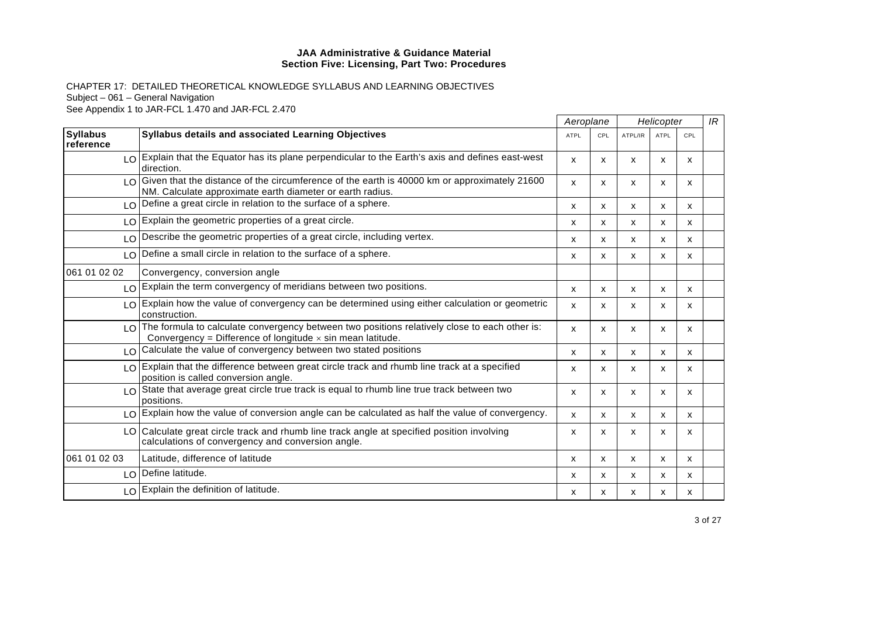**JAA Administrative & Guidance Material**
**Section Five: Licensing, Part Two: Procedures**

CHAPTER 17: DETAILED THEORETICAL KNOWLEDGE SYLLABUS AND LEARNING OBJECTIVES
Subject – 061 – General Navigation
See Appendix 1 to JAR-FCL 1.470 and JAR-FCL 2.470

| | | *Aeroplane* | | *Helicopter* | | | *IR* |
|---|---|---|---|---|---|---|---|
| **Syllabus reference** | **Syllabus details and associated Learning Objectives** | ATPL | CPL | ATPL/IR | ATPL | CPL | |
| LO | Explain that the Equator has its plane perpendicular to the Earth's axis and defines east-west direction. | x | x | x | x | x | |
| LO | Given that the distance of the circumference of the earth is 40000 km or approximately 21600 NM. Calculate approximate earth diameter or earth radius. | x | x | x | x | x | |
| LO | Define a great circle in relation to the surface of a sphere. | x | x | x | x | x | |
| LO | Explain the geometric properties of a great circle. | x | x | x | x | x | |
| LO | Describe the geometric properties of a great circle, including vertex. | x | x | x | x | x | |
| LO | Define a small circle in relation to the surface of a sphere. | x | x | x | x | x | |
| 061 01 02 02 | Convergency, conversion angle | | | | | | |
| LO | Explain the term convergency of meridians between two positions. | x | x | x | x | x | |
| LO | Explain how the value of convergency can be determined using either calculation or geometric construction. | x | x | x | x | x | |
| LO | The formula to calculate convergency between two positions relatively close to each other is: Convergency = Difference of longitude $\times$ sin mean latitude. | x | x | x | x | x | |
| LO | Calculate the value of convergency between two stated positions | x | x | x | x | x | |
| LO | Explain that the difference between great circle track and rhumb line track at a specified position is called conversion angle. | x | x | x | x | x | |
| LO | State that average great circle true track is equal to rhumb line true track between two positions. | x | x | x | x | x | |
| LO | Explain how the value of conversion angle can be calculated as half the value of convergency. | x | x | x | x | x | |
| LO | Calculate great circle track and rhumb line track angle at specified position involving calculations of convergency and conversion angle. | x | x | x | x | x | |
| 061 01 02 03 | Latitude, difference of latitude | x | x | x | x | x | |
| LO | Define latitude. | x | x | x | x | x | |
| LO | Explain the definition of latitude. | x | x | x | x | x | |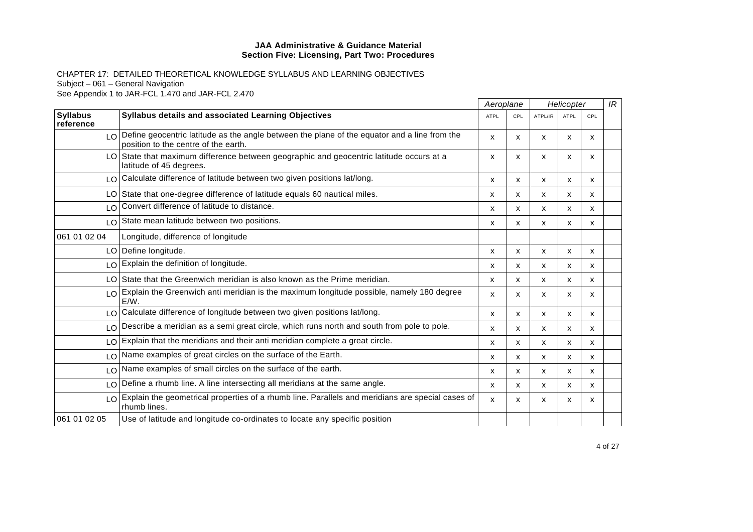**JAA Administrative & Guidance Material**
**Section Five: Licensing, Part Two: Procedures**

CHAPTER 17: DETAILED THEORETICAL KNOWLEDGE SYLLABUS AND LEARNING OBJECTIVES
Subject – 061 – General Navigation
See Appendix 1 to JAR-FCL 1.470 and JAR-FCL 2.470

| | | *Aeroplane* | | *Helicopter* | | | *IR* |
|---|---|---|---|---|---|---|---|
| **Syllabus reference** | **Syllabus details and associated Learning Objectives** | ATPL | CPL | ATPL/IR | ATPL | CPL | |
| LO | Define geocentric latitude as the angle between the plane of the equator and a line from the position to the centre of the earth. | x | x | x | x | x | |
| LO | State that maximum difference between geographic and geocentric latitude occurs at a latitude of 45 degrees. | x | x | x | x | x | |
| LO | Calculate difference of latitude between two given positions lat/long. | x | x | x | x | x | |
| LO | State that one-degree difference of latitude equals 60 nautical miles. | x | x | x | x | x | |
| LO | Convert difference of latitude to distance. | x | x | x | x | x | |
| LO | State mean latitude between two positions. | x | x | x | x | x | |
| 061 01 02 04 | Longitude, difference of longitude | | | | | | |
| LO | Define longitude. | x | x | x | x | x | |
| LO | Explain the definition of longitude. | x | x | x | x | x | |
| LO | State that the Greenwich meridian is also known as the Prime meridian. | x | x | x | x | x | |
| LO | Explain the Greenwich anti meridian is the maximum longitude possible, namely 180 degree E/W. | x | x | x | x | x | |
| LO | Calculate difference of longitude between two given positions lat/long. | x | x | x | x | x | |
| LO | Describe a meridian as a semi great circle, which runs north and south from pole to pole. | x | x | x | x | x | |
| LO | Explain that the meridians and their anti meridian complete a great circle. | x | x | x | x | x | |
| LO | Name examples of great circles on the surface of the Earth. | x | x | x | x | x | |
| LO | Name examples of small circles on the surface of the earth. | x | x | x | x | x | |
| LO | Define a rhumb line. A line intersecting all meridians at the same angle. | x | x | x | x | x | |
| LO | Explain the geometrical properties of a rhumb line. Parallels and meridians are special cases of rhumb lines. | x | x | x | x | x | |
| 061 01 02 05 | Use of latitude and longitude co-ordinates to locate any specific position | | | | | | |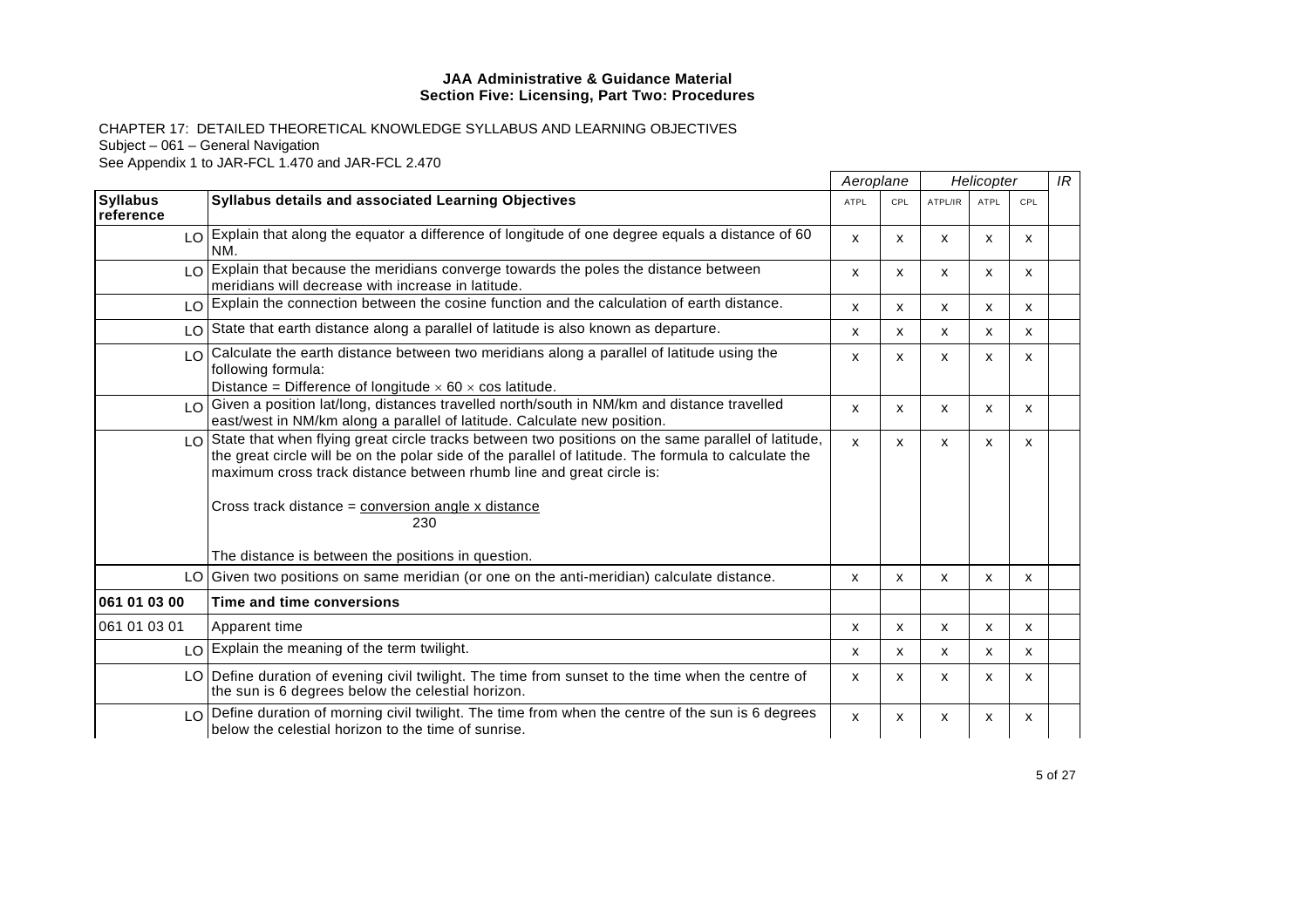**JAA Administrative & Guidance Material**
**Section Five: Licensing, Part Two: Procedures**

CHAPTER 17: DETAILED THEORETICAL KNOWLEDGE SYLLABUS AND LEARNING OBJECTIVES
Subject – 061 – General Navigation
See Appendix 1 to JAR-FCL 1.470 and JAR-FCL 2.470

| | | *Aeroplane* | | *Helicopter* | | | *IR* |
|---|---|---|---|---|---|---|---|
| **Syllabus reference** | **Syllabus details and associated Learning Objectives** | ATPL | CPL | ATPL/IR | ATPL | CPL | |
| LO | Explain that along the equator a difference of longitude of one degree equals a distance of 60 NM. | x | x | x | x | x | |
| LO | Explain that because the meridians converge towards the poles the distance between meridians will decrease with increase in latitude. | x | x | x | x | x | |
| LO | Explain the connection between the cosine function and the calculation of earth distance. | x | x | x | x | x | |
| LO | State that earth distance along a parallel of latitude is also known as departure. | x | x | x | x | x | |
| LO | Calculate the earth distance between two meridians along a parallel of latitude using the following formula:<br>Distance = Difference of longitude $\times$ 60 $\times$ cos latitude. | x | x | x | x | x | |
| LO | Given a position lat/long, distances travelled north/south in NM/km and distance travelled east/west in NM/km along a parallel of latitude. Calculate new position. | x | x | x | x | x | |
| LO | State that when flying great circle tracks between two positions on the same parallel of latitude, the great circle will be on the polar side of the parallel of latitude. The formula to calculate the maximum cross track distance between rhumb line and great circle is:<br><br>$$\text{Cross track distance} = \frac{\text{conversion angle x distance}}{230}$$<br><br>The distance is between the positions in question. | x | x | x | x | x | |
| LO | Given two positions on same meridian (or one on the anti-meridian) calculate distance. | x | x | x | x | x | |
| **061 01 03 00** | **Time and time conversions** | | | | | | |
| 061 01 03 01 | Apparent time | x | x | x | x | x | |
| LO | Explain the meaning of the term twilight. | x | x | x | x | x | |
| LO | Define duration of evening civil twilight. The time from sunset to the time when the centre of the sun is 6 degrees below the celestial horizon. | x | x | x | x | x | |
| LO | Define duration of morning civil twilight. The time from when the centre of the sun is 6 degrees below the celestial horizon to the time of sunrise. | x | x | x | x | x | |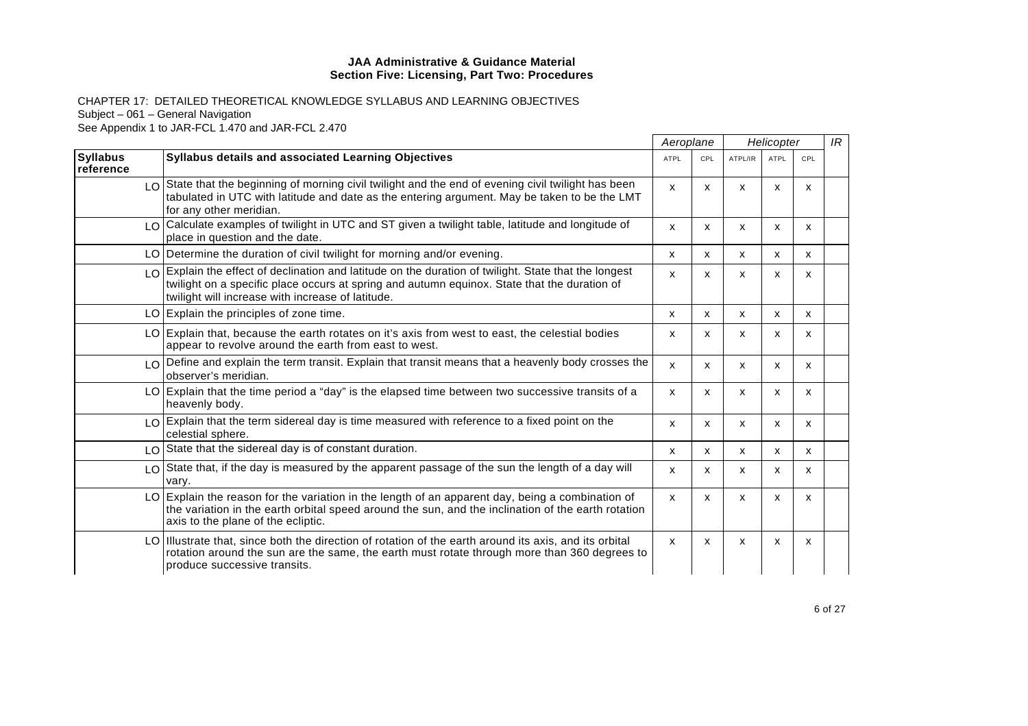**JAA Administrative & Guidance Material**
**Section Five: Licensing, Part Two: Procedures**

CHAPTER 17: DETAILED THEORETICAL KNOWLEDGE SYLLABUS AND LEARNING OBJECTIVES
Subject – 061 – General Navigation
See Appendix 1 to JAR-FCL 1.470 and JAR-FCL 2.470

| Syllabus reference | Syllabus details and associated Learning Objectives | Aeroplane | | Helicopter | | | IR |
|---|---|---|---|---|---|---|---|
| | | ATPL | CPL | ATPL/IR | ATPL | CPL | |
| LO | State that the beginning of morning civil twilight and the end of evening civil twilight has been tabulated in UTC with latitude and date as the entering argument. May be taken to be the LMT for any other meridian. | x | x | x | x | x | |
| LO | Calculate examples of twilight in UTC and ST given a twilight table, latitude and longitude of place in question and the date. | x | x | x | x | x | |
| LO | Determine the duration of civil twilight for morning and/or evening. | x | x | x | x | x | |
| LO | Explain the effect of declination and latitude on the duration of twilight. State that the longest twilight on a specific place occurs at spring and autumn equinox. State that the duration of twilight will increase with increase of latitude. | x | x | x | x | x | |
| LO | Explain the principles of zone time. | x | x | x | x | x | |
| LO | Explain that, because the earth rotates on it's axis from west to east, the celestial bodies appear to revolve around the earth from east to west. | x | x | x | x | x | |
| LO | Define and explain the term transit. Explain that transit means that a heavenly body crosses the observer's meridian. | x | x | x | x | x | |
| LO | Explain that the time period a "day" is the elapsed time between two successive transits of a heavenly body. | x | x | x | x | x | |
| LO | Explain that the term sidereal day is time measured with reference to a fixed point on the celestial sphere. | x | x | x | x | x | |
| LO | State that the sidereal day is of constant duration. | x | x | x | x | x | |
| LO | State that, if the day is measured by the apparent passage of the sun the length of a day will vary. | x | x | x | x | x | |
| LO | Explain the reason for the variation in the length of an apparent day, being a combination of the variation in the earth orbital speed around the sun, and the inclination of the earth rotation axis to the plane of the ecliptic. | x | x | x | x | x | |
| LO | Illustrate that, since both the direction of rotation of the earth around its axis, and its orbital rotation around the sun are the same, the earth must rotate through more than 360 degrees to produce successive transits. | x | x | x | x | x | |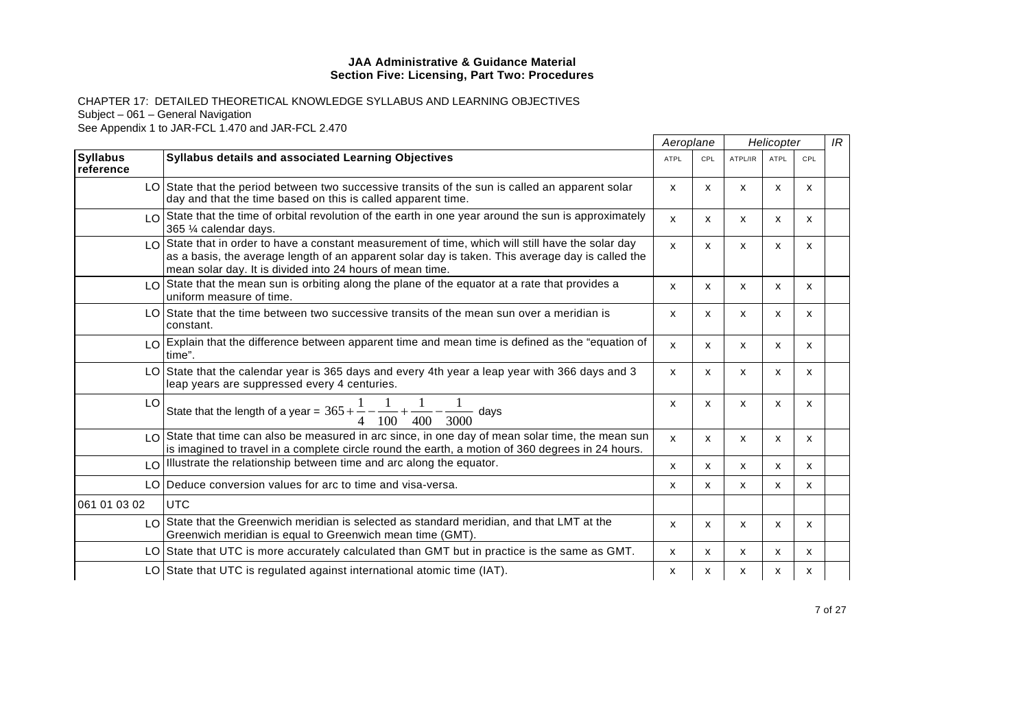**JAA Administrative & Guidance Material**
**Section Five: Licensing, Part Two: Procedures**

CHAPTER 17: DETAILED THEORETICAL KNOWLEDGE SYLLABUS AND LEARNING OBJECTIVES
Subject – 061 – General Navigation
See Appendix 1 to JAR-FCL 1.470 and JAR-FCL 2.470

| | | Aeroplane | | Helicopter | | | IR |
|---|---|---|---|---|---|---|---|
| **Syllabus reference** | **Syllabus details and associated Learning Objectives** | ATPL | CPL | ATPL/IR | ATPL | CPL | |
| LO | State that the period between two successive transits of the sun is called an apparent solar day and that the time based on this is called apparent time. | x | x | x | x | x | |
| LO | State that the time of orbital revolution of the earth in one year around the sun is approximately 365 ¼ calendar days. | x | x | x | x | x | |
| LO | State that in order to have a constant measurement of time, which will still have the solar day as a basis, the average length of an apparent solar day is taken. This average day is called the mean solar day. It is divided into 24 hours of mean time. | x | x | x | x | x | |
| LO | State that the mean sun is orbiting along the plane of the equator at a rate that provides a uniform measure of time. | x | x | x | x | x | |
| LO | State that the time between two successive transits of the mean sun over a meridian is constant. | x | x | x | x | x | |
| LO | Explain that the difference between apparent time and mean time is defined as the "equation of time". | x | x | x | x | x | |
| LO | State that the calendar year is 365 days and every 4th year a leap year with 366 days and 3 leap years are suppressed every 4 centuries. | x | x | x | x | x | |
| LO | State that the length of a year = $365+\frac{1}{4}-\frac{1}{100}+\frac{1}{400}-\frac{1}{3000}$ days | x | x | x | x | x | |
| LO | State that time can also be measured in arc since, in one day of mean solar time, the mean sun is imagined to travel in a complete circle round the earth, a motion of 360 degrees in 24 hours. | x | x | x | x | x | |
| LO | Illustrate the relationship between time and arc along the equator. | x | x | x | x | x | |
| LO | Deduce conversion values for arc to time and visa-versa. | x | x | x | x | x | |
| 061 01 03 02 | UTC | | | | | | |
| LO | State that the Greenwich meridian is selected as standard meridian, and that LMT at the Greenwich meridian is equal to Greenwich mean time (GMT). | x | x | x | x | x | |
| LO | State that UTC is more accurately calculated than GMT but in practice is the same as GMT. | x | x | x | x | x | |
| LO | State that UTC is regulated against international atomic time (IAT). | x | x | x | x | x | |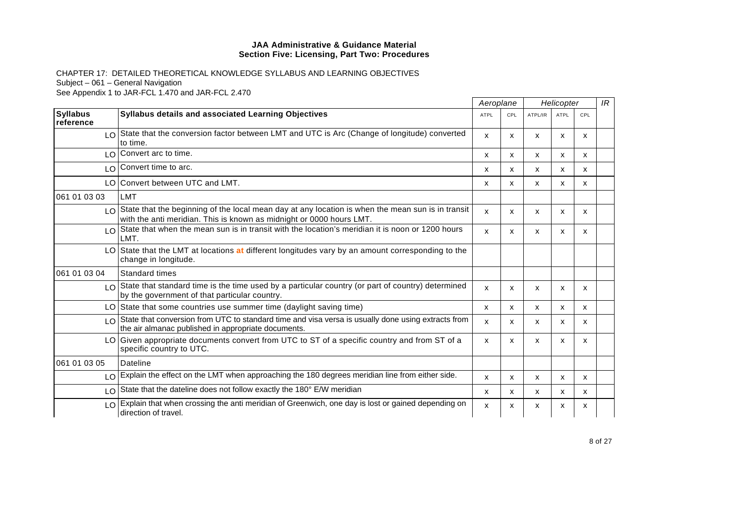**JAA Administrative & Guidance Material**
**Section Five: Licensing, Part Two: Procedures**

CHAPTER 17: DETAILED THEORETICAL KNOWLEDGE SYLLABUS AND LEARNING OBJECTIVES
Subject – 061 – General Navigation
See Appendix 1 to JAR-FCL 1.470 and JAR-FCL 2.470

| | | Aeroplane | | Helicopter | | | IR |
|---|---|---|---|---|---|---|---|
| **Syllabus reference** | **Syllabus details and associated Learning Objectives** | ATPL | CPL | ATPL/IR | ATPL | CPL | |
| LO | State that the conversion factor between LMT and UTC is Arc (Change of longitude) converted to time. | x | x | x | x | x | |
| LO | Convert arc to time. | x | x | x | x | x | |
| LO | Convert time to arc. | x | x | x | x | x | |
| LO | Convert between UTC and LMT. | x | x | x | x | x | |
| 061 01 03 03 | LMT | | | | | | |
| LO | State that the beginning of the local mean day at any location is when the mean sun is in transit with the anti meridian. This is known as midnight or 0000 hours LMT. | x | x | x | x | x | |
| LO | State that when the mean sun is in transit with the location's meridian it is noon or 1200 hours LMT. | x | x | x | x | x | |
| LO | State that the LMT at locations at different longitudes vary by an amount corresponding to the change in longitude. | | | | | | |
| 061 01 03 04 | Standard times | | | | | | |
| LO | State that standard time is the time used by a particular country (or part of country) determined by the government of that particular country. | x | x | x | x | x | |
| LO | State that some countries use summer time (daylight saving time) | x | x | x | x | x | |
| LO | State that conversion from UTC to standard time and visa versa is usually done using extracts from the air almanac published in appropriate documents. | x | x | x | x | x | |
| LO | Given appropriate documents convert from UTC to ST of a specific country and from ST of a specific country to UTC. | x | x | x | x | x | |
| 061 01 03 05 | Dateline | | | | | | |
| LO | Explain the effect on the LMT when approaching the 180 degrees meridian line from either side. | x | x | x | x | x | |
| LO | State that the dateline does not follow exactly the 180° E/W meridian | x | x | x | x | x | |
| LO | Explain that when crossing the anti meridian of Greenwich, one day is lost or gained depending on direction of travel. | x | x | x | x | x | |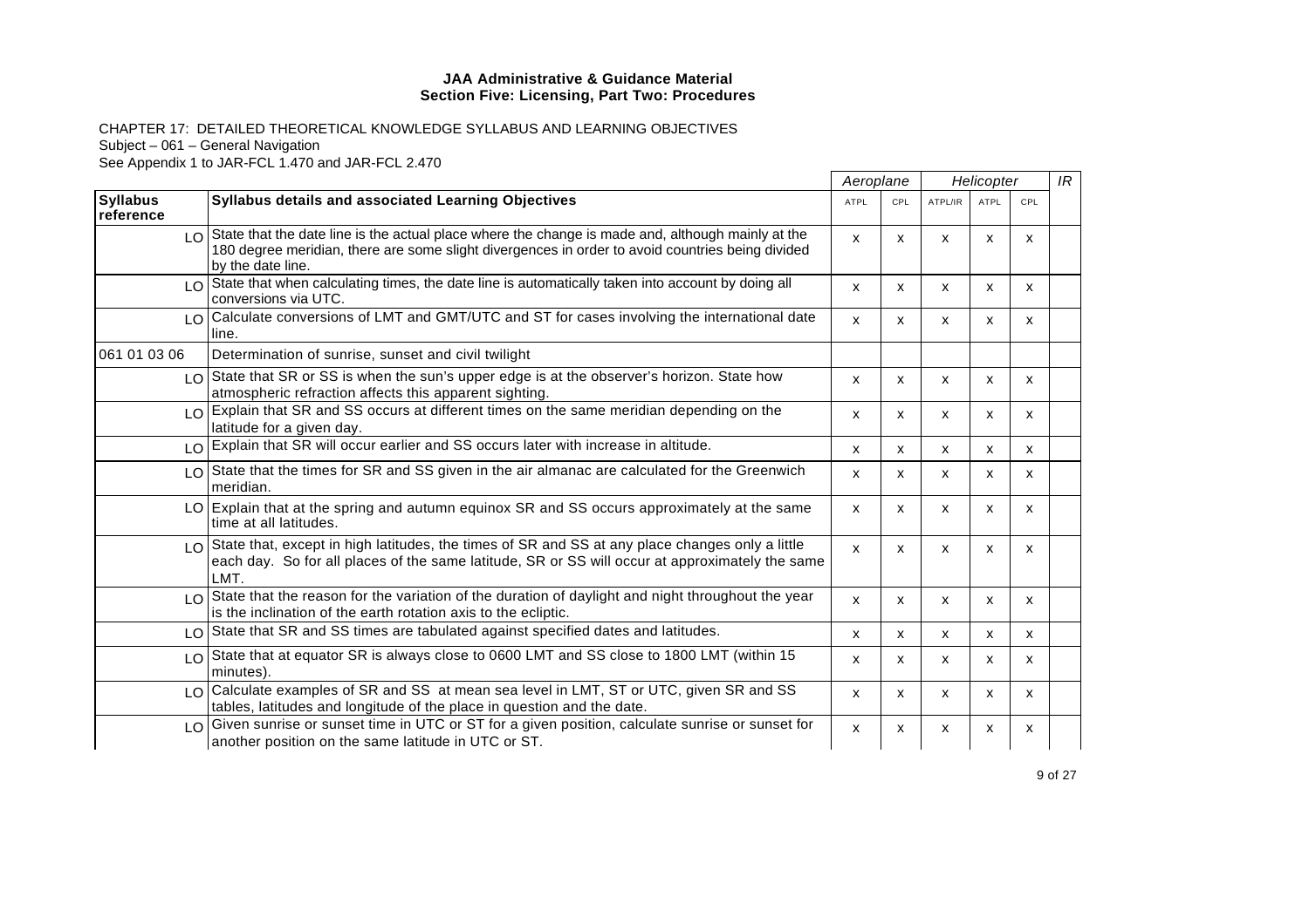**JAA Administrative & Guidance Material**
**Section Five: Licensing, Part Two: Procedures**

CHAPTER 17: DETAILED THEORETICAL KNOWLEDGE SYLLABUS AND LEARNING OBJECTIVES
Subject – 061 – General Navigation
See Appendix 1 to JAR-FCL 1.470 and JAR-FCL 2.470

| | | Aeroplane | | Helicopter | | | IR |
|---|---|---|---|---|---|---|---|
| **Syllabus reference** | **Syllabus details and associated Learning Objectives** | ATPL | CPL | ATPL/IR | ATPL | CPL | |
| LO | State that the date line is the actual place where the change is made and, although mainly at the 180 degree meridian, there are some slight divergences in order to avoid countries being divided by the date line. | x | x | x | x | x | |
| LO | State that when calculating times, the date line is automatically taken into account by doing all conversions via UTC. | x | x | x | x | x | |
| LO | Calculate conversions of LMT and GMT/UTC and ST for cases involving the international date line. | x | x | x | x | x | |
| 061 01 03 06 | Determination of sunrise, sunset and civil twilight | | | | | | |
| LO | State that SR or SS is when the sun's upper edge is at the observer's horizon. State how atmospheric refraction affects this apparent sighting. | x | x | x | x | x | |
| LO | Explain that SR and SS occurs at different times on the same meridian depending on the latitude for a given day. | x | x | x | x | x | |
| LO | Explain that SR will occur earlier and SS occurs later with increase in altitude. | x | x | x | x | x | |
| LO | State that the times for SR and SS given in the air almanac are calculated for the Greenwich meridian. | x | x | x | x | x | |
| LO | Explain that at the spring and autumn equinox SR and SS occurs approximately at the same time at all latitudes. | x | x | x | x | x | |
| LO | State that, except in high latitudes, the times of SR and SS at any place changes only a little each day. So for all places of the same latitude, SR or SS will occur at approximately the same LMT. | x | x | x | x | x | |
| LO | State that the reason for the variation of the duration of daylight and night throughout the year is the inclination of the earth rotation axis to the ecliptic. | x | x | x | x | x | |
| LO | State that SR and SS times are tabulated against specified dates and latitudes. | x | x | x | x | x | |
| LO | State that at equator SR is always close to 0600 LMT and SS close to 1800 LMT (within 15 minutes). | x | x | x | x | x | |
| LO | Calculate examples of SR and SS at mean sea level in LMT, ST or UTC, given SR and SS tables, latitudes and longitude of the place in question and the date. | x | x | x | x | x | |
| LO | Given sunrise or sunset time in UTC or ST for a given position, calculate sunrise or sunset for another position on the same latitude in UTC or ST. | x | x | x | x | x | |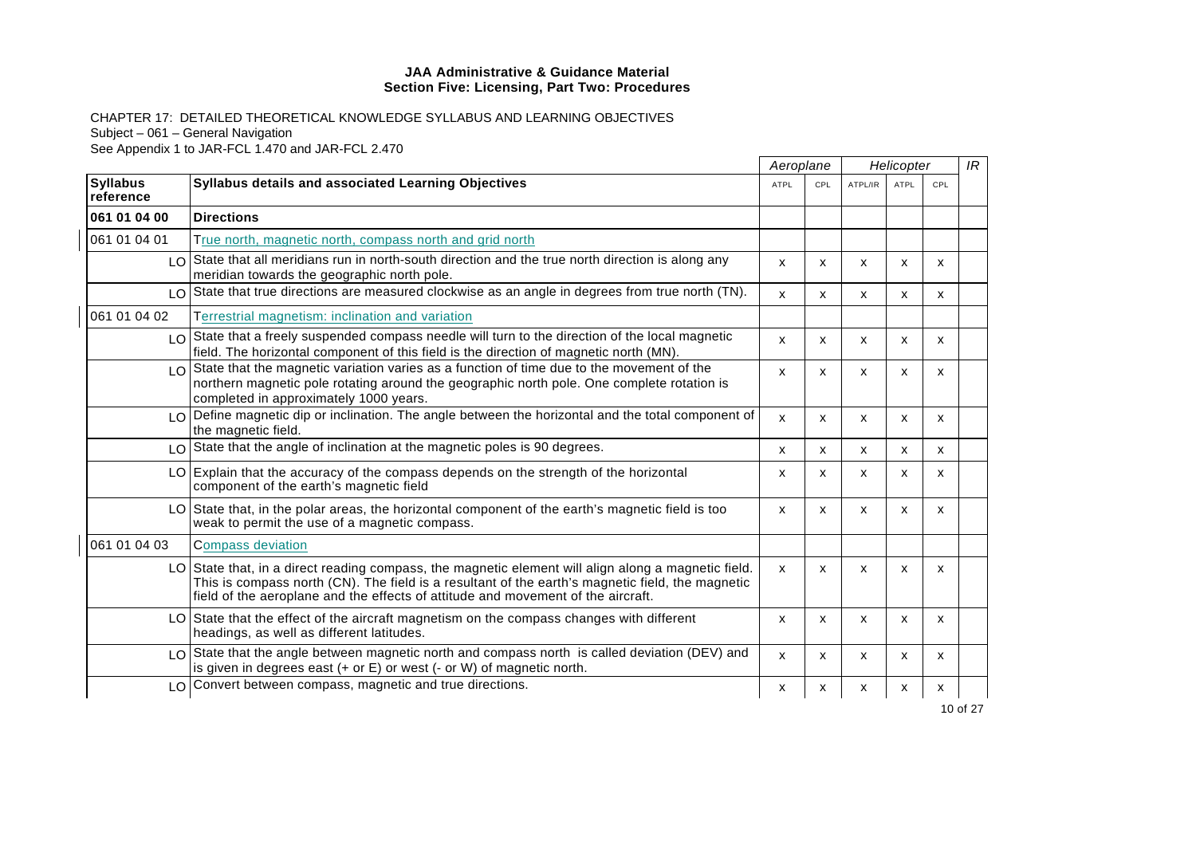**JAA Administrative & Guidance Material**
**Section Five: Licensing, Part Two: Procedures**

CHAPTER 17: DETAILED THEORETICAL KNOWLEDGE SYLLABUS AND LEARNING OBJECTIVES
Subject – 061 – General Navigation
See Appendix 1 to JAR-FCL 1.470 and JAR-FCL 2.470

| | | Aeroplane | | Helicopter | | | IR |
|---|---|---|---|---|---|---|---|
| **Syllabus reference** | **Syllabus details and associated Learning Objectives** | ATPL | CPL | ATPL/IR | ATPL | CPL | |
| **061 01 04 00** | **Directions** | | | | | | |
| 061 01 04 01 | True north, magnetic north, compass north and grid north | | | | | | |
| LO | State that all meridians run in north-south direction and the true north direction is along any meridian towards the geographic north pole. | x | x | x | x | x | |
| LO | State that true directions are measured clockwise as an angle in degrees from true north (TN). | x | x | x | x | x | |
| 061 01 04 02 | Terrestrial magnetism: inclination and variation | | | | | | |
| LO | State that a freely suspended compass needle will turn to the direction of the local magnetic field. The horizontal component of this field is the direction of magnetic north (MN). | x | x | x | x | x | |
| LO | State that the magnetic variation varies as a function of time due to the movement of the northern magnetic pole rotating around the geographic north pole. One complete rotation is completed in approximately 1000 years. | x | x | x | x | x | |
| LO | Define magnetic dip or inclination. The angle between the horizontal and the total component of the magnetic field. | x | x | x | x | x | |
| LO | State that the angle of inclination at the magnetic poles is 90 degrees. | x | x | x | x | x | |
| LO | Explain that the accuracy of the compass depends on the strength of the horizontal component of the earth's magnetic field | x | x | x | x | x | |
| LO | State that, in the polar areas, the horizontal component of the earth's magnetic field is too weak to permit the use of a magnetic compass. | x | x | x | x | x | |
| 061 01 04 03 | Compass deviation | | | | | | |
| LO | State that, in a direct reading compass, the magnetic element will align along a magnetic field. This is compass north (CN). The field is a resultant of the earth's magnetic field, the magnetic field of the aeroplane and the effects of attitude and movement of the aircraft. | x | x | x | x | x | |
| LO | State that the effect of the aircraft magnetism on the compass changes with different headings, as well as different latitudes. | x | x | x | x | x | |
| LO | State that the angle between magnetic north and compass north is called deviation (DEV) and is given in degrees east (+ or E) or west (- or W) of magnetic north. | x | x | x | x | x | |
| LO | Convert between compass, magnetic and true directions. | x | x | x | x | x | |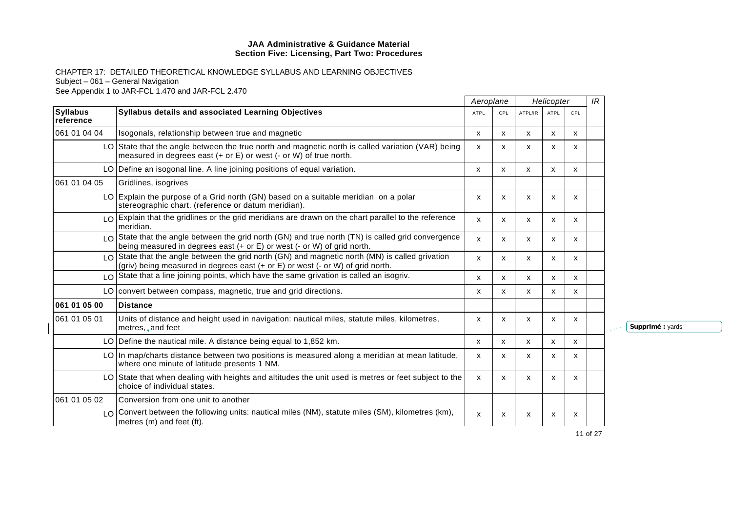**JAA Administrative & Guidance Material**
**Section Five: Licensing, Part Two: Procedures**

CHAPTER 17: DETAILED THEORETICAL KNOWLEDGE SYLLABUS AND LEARNING OBJECTIVES
Subject – 061 – General Navigation
See Appendix 1 to JAR-FCL 1.470 and JAR-FCL 2.470

| | | *Aeroplane* | | *Helicopter* | | | *IR* |
|---|---|---|---|---|---|---|---|
| **Syllabus reference** | **Syllabus details and associated Learning Objectives** | ATPL | CPL | ATPL/IR | ATPL | CPL | |
| 061 01 04 04 | Isogonals, relationship between true and magnetic | x | x | x | x | x | |
| LO | State that the angle between the true north and magnetic north is called variation (VAR) being measured in degrees east (+ or E) or west (- or W) of true north. | x | x | x | x | x | |
| LO | Define an isogonal line. A line joining positions of equal variation. | x | x | x | x | x | |
| 061 01 04 05 | Gridlines, isogrives | | | | | | |
| LO | Explain the purpose of a Grid north (GN) based on a suitable meridian on a polar stereographic chart. (reference or datum meridian). | x | x | x | x | x | |
| LO | Explain that the gridlines or the grid meridians are drawn on the chart parallel to the reference meridian. | x | x | x | x | x | |
| LO | State that the angle between the grid north (GN) and true north (TN) is called grid convergence being measured in degrees east (+ or E) or west (- or W) of grid north. | x | x | x | x | x | |
| LO | State that the angle between the grid north (GN) and magnetic north (MN) is called grivation (griv) being measured in degrees east (+ or E) or west (- or W) of grid north. | x | x | x | x | x | |
| LO | State that a line joining points, which have the same grivation is called an isogriv. | x | x | x | x | x | |
| LO | convert between compass, magnetic, true and grid directions. | x | x | x | x | x | |
| **061 01 05 00** | **Distance** | | | | | | |
| 061 01 05 01 | Units of distance and height used in navigation: nautical miles, statute miles, kilometres, metres, and feet | x | x | x | x | x | |
| LO | Define the nautical mile. A distance being equal to 1,852 km. | x | x | x | x | x | |
| LO | In map/charts distance between two positions is measured along a meridian at mean latitude, where one minute of latitude presents 1 NM. | x | x | x | x | x | |
| LO | State that when dealing with heights and altitudes the unit used is metres or feet subject to the choice of individual states. | x | x | x | x | x | |
| 061 01 05 02 | Conversion from one unit to another | | | | | | |
| LO | Convert between the following units: nautical miles (NM), statute miles (SM), kilometres (km), metres (m) and feet (ft). | x | x | x | x | x | |

Supprimé : yards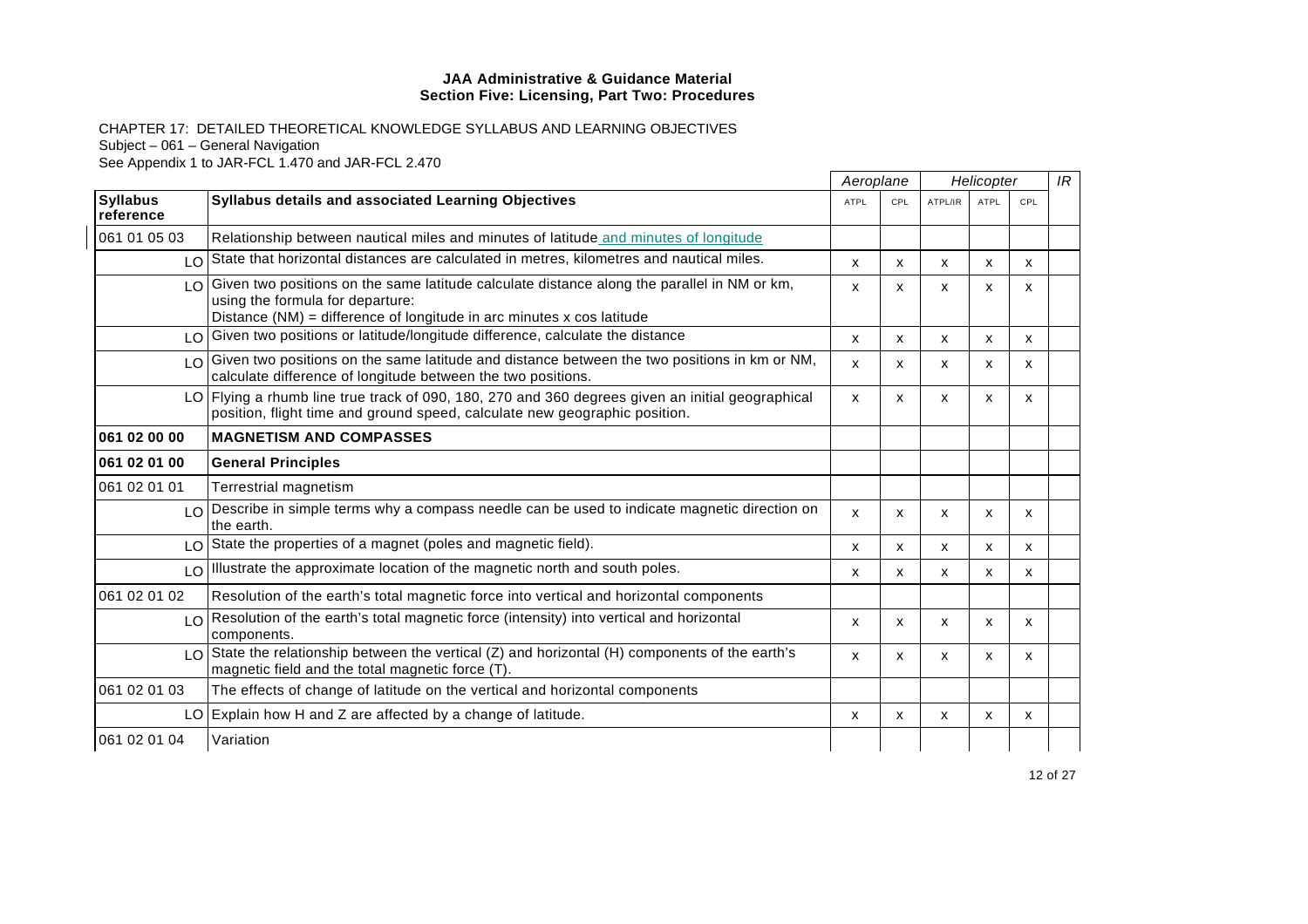**JAA Administrative & Guidance Material**
**Section Five: Licensing, Part Two: Procedures**

CHAPTER 17: DETAILED THEORETICAL KNOWLEDGE SYLLABUS AND LEARNING OBJECTIVES
Subject – 061 – General Navigation
See Appendix 1 to JAR-FCL 1.470 and JAR-FCL 2.470

| | | Aeroplane | | Helicopter | | | IR |
|---|---|---|---|---|---|---|---|
| **Syllabus reference** | **Syllabus details and associated Learning Objectives** | ATPL | CPL | ATPL/IR | ATPL | CPL | |
| 061 01 05 03 | Relationship between nautical miles and minutes of latitude and minutes of longitude | | | | | | |
| LO | State that horizontal distances are calculated in metres, kilometres and nautical miles. | x | x | x | x | x | |
| LO | Given two positions on the same latitude calculate distance along the parallel in NM or km, using the formula for departure: Distance (NM) = difference of longitude in arc minutes x cos latitude | x | x | x | x | x | |
| LO | Given two positions or latitude/longitude difference, calculate the distance | x | x | x | x | x | |
| LO | Given two positions on the same latitude and distance between the two positions in km or NM, calculate difference of longitude between the two positions. | x | x | x | x | x | |
| LO | Flying a rhumb line true track of 090, 180, 270 and 360 degrees given an initial geographical position, flight time and ground speed, calculate new geographic position. | x | x | x | x | x | |
| **061 02 00 00** | **MAGNETISM AND COMPASSES** | | | | | | |
| **061 02 01 00** | **General Principles** | | | | | | |
| 061 02 01 01 | Terrestrial magnetism | | | | | | |
| LO | Describe in simple terms why a compass needle can be used to indicate magnetic direction on the earth. | x | x | x | x | x | |
| LO | State the properties of a magnet (poles and magnetic field). | x | x | x | x | x | |
| LO | Illustrate the approximate location of the magnetic north and south poles. | x | x | x | x | x | |
| 061 02 01 02 | Resolution of the earth's total magnetic force into vertical and horizontal components | | | | | | |
| LO | Resolution of the earth's total magnetic force (intensity) into vertical and horizontal components. | x | x | x | x | x | |
| LO | State the relationship between the vertical (Z) and horizontal (H) components of the earth's magnetic field and the total magnetic force (T). | x | x | x | x | x | |
| 061 02 01 03 | The effects of change of latitude on the vertical and horizontal components | | | | | | |
| LO | Explain how H and Z are affected by a change of latitude. | x | x | x | x | x | |
| 061 02 01 04 | Variation | | | | | | |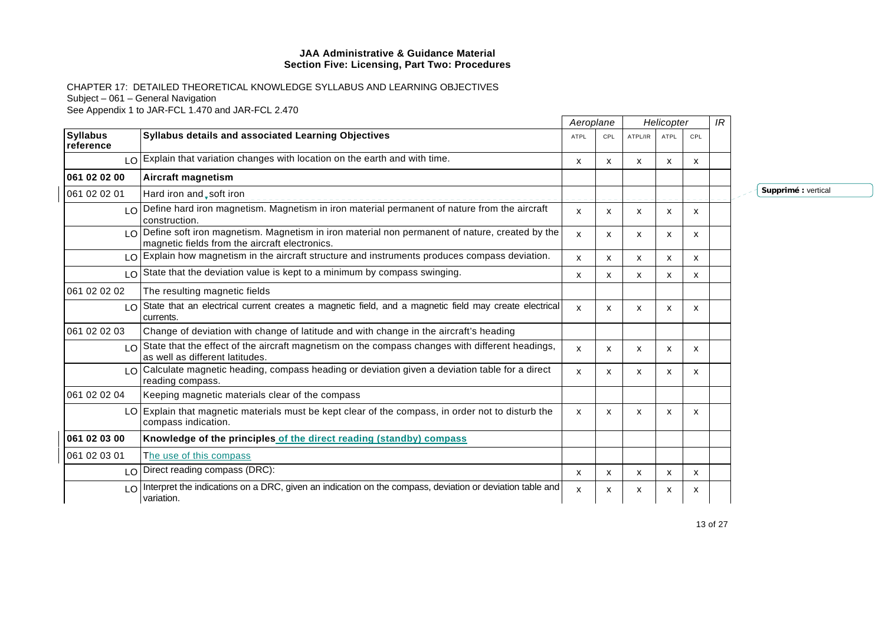**JAA Administrative & Guidance Material**
**Section Five: Licensing, Part Two: Procedures**

CHAPTER 17: DETAILED THEORETICAL KNOWLEDGE SYLLABUS AND LEARNING OBJECTIVES
Subject – 061 – General Navigation
See Appendix 1 to JAR-FCL 1.470 and JAR-FCL 2.470

| | | Aeroplane | | Helicopter | | | IR |
|---|---|---|---|---|---|---|---|
| **Syllabus reference** | **Syllabus details and associated Learning Objectives** | ATPL | CPL | ATPL/IR | ATPL | CPL | |
| LO | Explain that variation changes with location on the earth and with time. | x | x | x | x | x | |
| **061 02 02 00** | **Aircraft magnetism** | | | | | | |
| 061 02 02 01 | Hard iron and soft iron | | | | | | |
| LO | Define hard iron magnetism. Magnetism in iron material permanent of nature from the aircraft construction. | x | x | x | x | x | |
| LO | Define soft iron magnetism. Magnetism in iron material non permanent of nature, created by the magnetic fields from the aircraft electronics. | x | x | x | x | x | |
| LO | Explain how magnetism in the aircraft structure and instruments produces compass deviation. | x | x | x | x | x | |
| LO | State that the deviation value is kept to a minimum by compass swinging. | x | x | x | x | x | |
| 061 02 02 02 | The resulting magnetic fields | | | | | | |
| LO | State that an electrical current creates a magnetic field, and a magnetic field may create electrical currents. | x | x | x | x | x | |
| 061 02 02 03 | Change of deviation with change of latitude and with change in the aircraft's heading | | | | | | |
| LO | State that the effect of the aircraft magnetism on the compass changes with different headings, as well as different latitudes. | x | x | x | x | x | |
| LO | Calculate magnetic heading, compass heading or deviation given a deviation table for a direct reading compass. | x | x | x | x | x | |
| 061 02 02 04 | Keeping magnetic materials clear of the compass | | | | | | |
| LO | Explain that magnetic materials must be kept clear of the compass, in order not to disturb the compass indication. | x | x | x | x | x | |
| **061 02 03 00** | **Knowledge of the principles of the direct reading (standby) compass** | | | | | | |
| 061 02 03 01 | The use of this compass | | | | | | |
| LO | Direct reading compass (DRC): | x | x | x | x | x | |
| LO | Interpret the indications on a DRC, given an indication on the compass, deviation or deviation table and variation. | x | x | x | x | x | |

Supprimé : vertical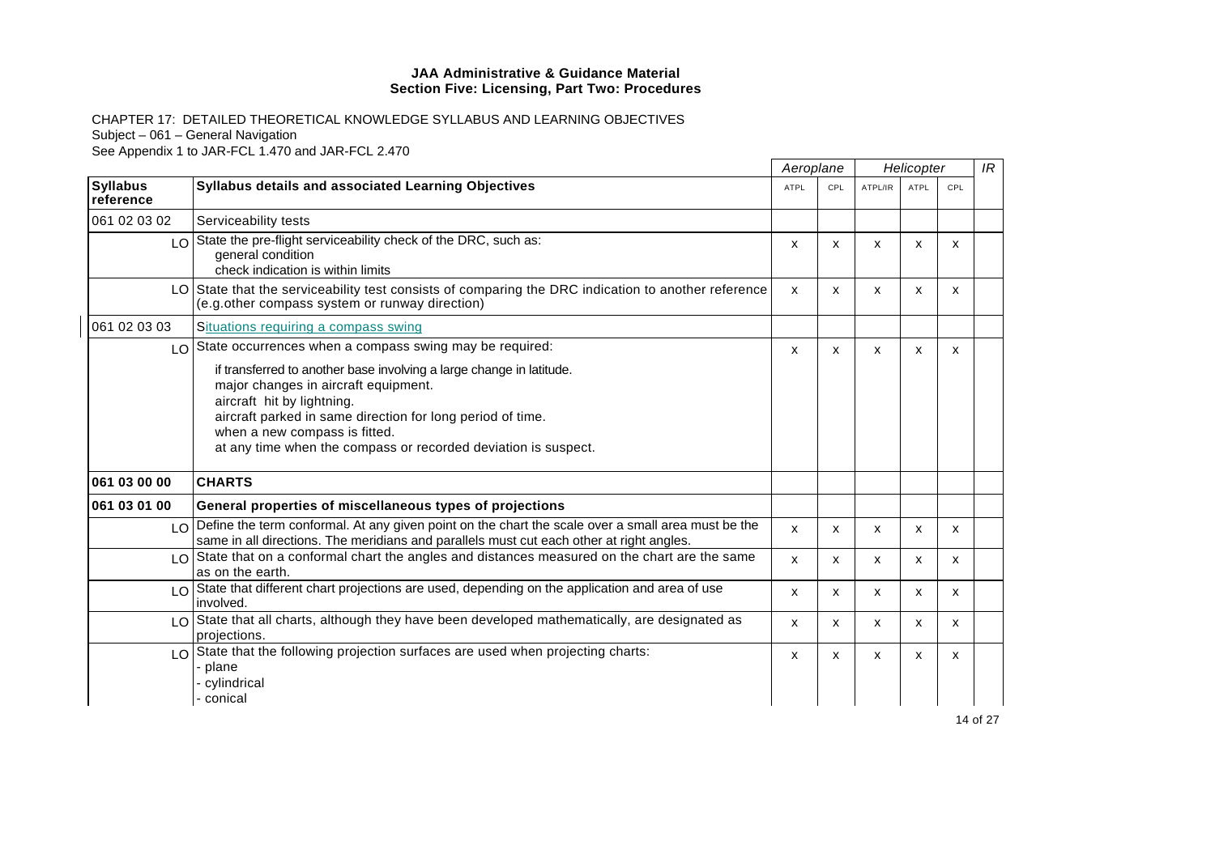**JAA Administrative & Guidance Material**
**Section Five: Licensing, Part Two: Procedures**

CHAPTER 17: DETAILED THEORETICAL KNOWLEDGE SYLLABUS AND LEARNING OBJECTIVES
Subject – 061 – General Navigation
See Appendix 1 to JAR-FCL 1.470 and JAR-FCL 2.470

| | | Aeroplane | | Helicopter | | | IR |
|---|---|---|---|---|---|---|---|
| **Syllabus reference** | **Syllabus details and associated Learning Objectives** | ATPL | CPL | ATPL/IR | ATPL | CPL | |
| 061 02 03 02 | Serviceability tests | | | | | | |
| LO | State the pre-flight serviceability check of the DRC, such as:<br>general condition<br>check indication is within limits | x | x | x | x | x | |
| LO | State that the serviceability test consists of comparing the DRC indication to another reference (e.g.other compass system or runway direction) | x | x | x | x | x | |
| 061 02 03 03 | Situations requiring a compass swing | | | | | | |
| LO | State occurrences when a compass swing may be required:<br>if transferred to another base involving a large change in latitude.<br>major changes in aircraft equipment.<br>aircraft hit by lightning.<br>aircraft parked in same direction for long period of time.<br>when a new compass is fitted.<br>at any time when the compass or recorded deviation is suspect. | x | x | x | x | x | |
| **061 03 00 00** | **CHARTS** | | | | | | |
| **061 03 01 00** | **General properties of miscellaneous types of projections** | | | | | | |
| LO | Define the term conformal. At any given point on the chart the scale over a small area must be the same in all directions. The meridians and parallels must cut each other at right angles. | x | x | x | x | x | |
| LO | State that on a conformal chart the angles and distances measured on the chart are the same as on the earth. | x | x | x | x | x | |
| LO | State that different chart projections are used, depending on the application and area of use involved. | x | x | x | x | x | |
| LO | State that all charts, although they have been developed mathematically, are designated as projections. | x | x | x | x | x | |
| LO | State that the following projection surfaces are used when projecting charts:<br>- plane<br>- cylindrical<br>- conical | x | x | x | x | x | |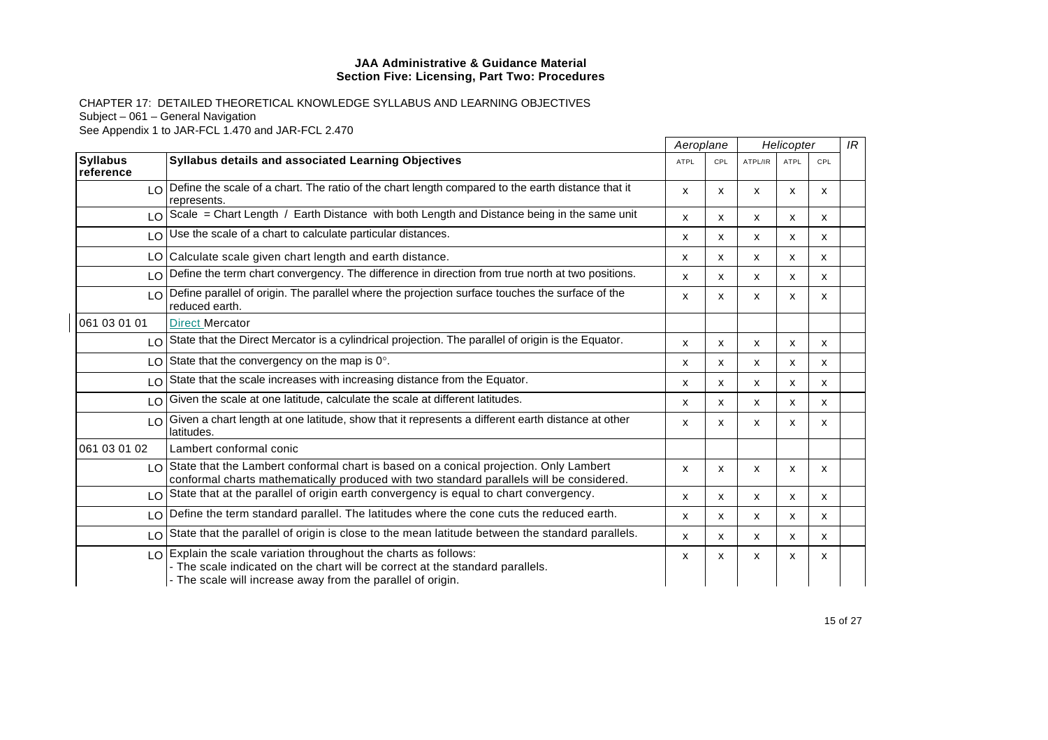**JAA Administrative & Guidance Material**
**Section Five: Licensing, Part Two: Procedures**

CHAPTER 17: DETAILED THEORETICAL KNOWLEDGE SYLLABUS AND LEARNING OBJECTIVES
Subject – 061 – General Navigation
See Appendix 1 to JAR-FCL 1.470 and JAR-FCL 2.470

| | | *Aeroplane* | | *Helicopter* | | | *IR* |
|---|---|---|---|---|---|---|---|
| **Syllabus reference** | **Syllabus details and associated Learning Objectives** | ATPL | CPL | ATPL/IR | ATPL | CPL | |
| LO | Define the scale of a chart. The ratio of the chart length compared to the earth distance that it represents. | x | x | x | x | x | |
| LO | Scale = Chart Length / Earth Distance with both Length and Distance being in the same unit | x | x | x | x | x | |
| LO | Use the scale of a chart to calculate particular distances. | x | x | x | x | x | |
| LO | Calculate scale given chart length and earth distance. | x | x | x | x | x | |
| LO | Define the term chart convergency. The difference in direction from true north at two positions. | x | x | x | x | x | |
| LO | Define parallel of origin. The parallel where the projection surface touches the surface of the reduced earth. | x | x | x | x | x | |
| 061 03 01 01 | Direct Mercator | | | | | | |
| LO | State that the Direct Mercator is a cylindrical projection. The parallel of origin is the Equator. | x | x | x | x | x | |
| LO | State that the convergency on the map is 0°. | x | x | x | x | x | |
| LO | State that the scale increases with increasing distance from the Equator. | x | x | x | x | x | |
| LO | Given the scale at one latitude, calculate the scale at different latitudes. | x | x | x | x | x | |
| LO | Given a chart length at one latitude, show that it represents a different earth distance at other latitudes. | x | x | x | x | x | |
| 061 03 01 02 | Lambert conformal conic | | | | | | |
| LO | State that the Lambert conformal chart is based on a conical projection. Only Lambert conformal charts mathematically produced with two standard parallels will be considered. | x | x | x | x | x | |
| LO | State that at the parallel of origin earth convergency is equal to chart convergency. | x | x | x | x | x | |
| LO | Define the term standard parallel. The latitudes where the cone cuts the reduced earth. | x | x | x | x | x | |
| LO | State that the parallel of origin is close to the mean latitude between the standard parallels. | x | x | x | x | x | |
| LO | Explain the scale variation throughout the charts as follows:<br>- The scale indicated on the chart will be correct at the standard parallels.<br>- The scale will increase away from the parallel of origin. | x | x | x | x | x | |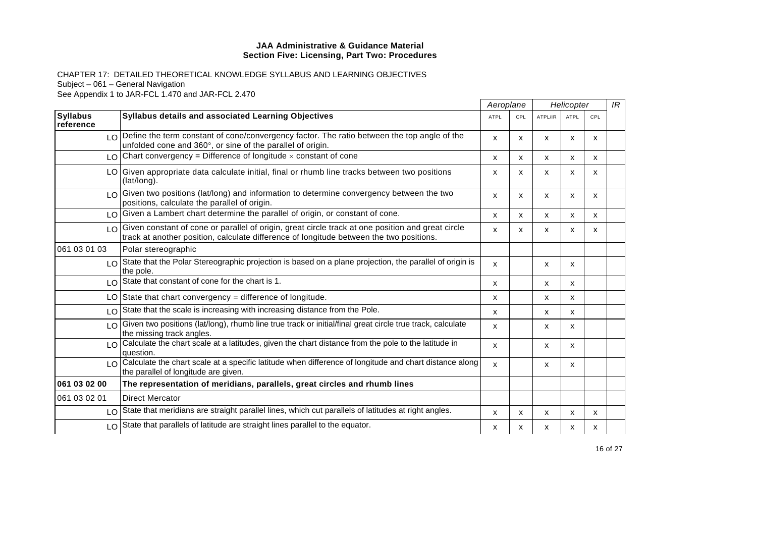**JAA Administrative & Guidance Material**
**Section Five: Licensing, Part Two: Procedures**

CHAPTER 17: DETAILED THEORETICAL KNOWLEDGE SYLLABUS AND LEARNING OBJECTIVES
Subject – 061 – General Navigation
See Appendix 1 to JAR-FCL 1.470 and JAR-FCL 2.470

| | | Aeroplane | | Helicopter | | | IR |
|---|---|---|---|---|---|---|---|
| **Syllabus reference** | **Syllabus details and associated Learning Objectives** | ATPL | CPL | ATPL/IR | ATPL | CPL | |
| LO | Define the term constant of cone/convergency factor. The ratio between the top angle of the unfolded cone and 360°, or sine of the parallel of origin. | x | x | x | x | x | |
| LO | Chart convergency = Difference of longitude × constant of cone | x | x | x | x | x | |
| LO | Given appropriate data calculate initial, final or rhumb line tracks between two positions (lat/long). | x | x | x | x | x | |
| LO | Given two positions (lat/long) and information to determine convergency between the two positions, calculate the parallel of origin. | x | x | x | x | x | |
| LO | Given a Lambert chart determine the parallel of origin, or constant of cone. | x | x | x | x | x | |
| LO | Given constant of cone or parallel of origin, great circle track at one position and great circle track at another position, calculate difference of longitude between the two positions. | x | x | x | x | x | |
| 061 03 01 03 | Polar stereographic | | | | | | |
| LO | State that the Polar Stereographic projection is based on a plane projection, the parallel of origin is the pole. | x | | x | x | | |
| LO | State that constant of cone for the chart is 1. | x | | x | x | | |
| LO | State that chart convergency = difference of longitude. | x | | x | x | | |
| LO | State that the scale is increasing with increasing distance from the Pole. | x | | x | x | | |
| LO | Given two positions (lat/long), rhumb line true track or initial/final great circle true track, calculate the missing track angles. | x | | x | x | | |
| LO | Calculate the chart scale at a latitudes, given the chart distance from the pole to the latitude in question. | x | | x | x | | |
| LO | Calculate the chart scale at a specific latitude when difference of longitude and chart distance along the parallel of longitude are given. | x | | x | x | | |
| **061 03 02 00** | **The representation of meridians, parallels, great circles and rhumb lines** | | | | | | |
| 061 03 02 01 | Direct Mercator | | | | | | |
| LO | State that meridians are straight parallel lines, which cut parallels of latitudes at right angles. | x | x | x | x | x | |
| LO | State that parallels of latitude are straight lines parallel to the equator. | x | x | x | x | x | |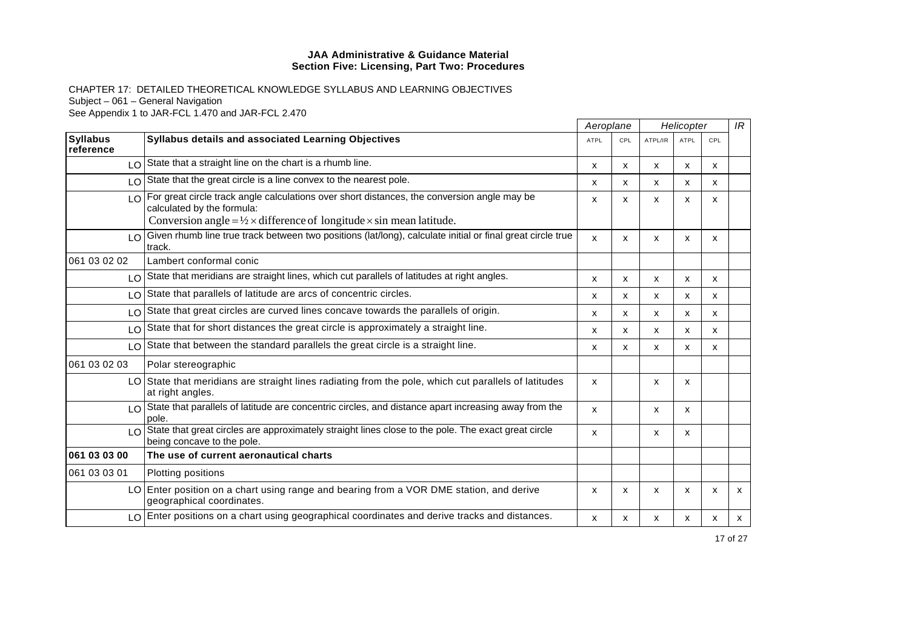**JAA Administrative & Guidance Material**
**Section Five: Licensing, Part Two: Procedures**

CHAPTER 17: DETAILED THEORETICAL KNOWLEDGE SYLLABUS AND LEARNING OBJECTIVES
Subject – 061 – General Navigation
See Appendix 1 to JAR-FCL 1.470 and JAR-FCL 2.470

| | | *Aeroplane* | | *Helicopter* | | | *IR* |
|---|---|---|---|---|---|---|---|
| **Syllabus reference** | **Syllabus details and associated Learning Objectives** | ATPL | CPL | ATPL/IR | ATPL | CPL | |
| LO | State that a straight line on the chart is a rhumb line. | x | x | x | x | x | |
| LO | State that the great circle is a line convex to the nearest pole. | x | x | x | x | x | |
| LO | For great circle track angle calculations over short distances, the conversion angle may be calculated by the formula: Conversion angle = ½ × difference of longitude × sin mean latitude. | x | x | x | x | x | |
| LO | Given rhumb line true track between two positions (lat/long), calculate initial or final great circle true track. | x | x | x | x | x | |
| 061 03 02 02 | Lambert conformal conic | | | | | | |
| LO | State that meridians are straight lines, which cut parallels of latitudes at right angles. | x | x | x | x | x | |
| LO | State that parallels of latitude are arcs of concentric circles. | x | x | x | x | x | |
| LO | State that great circles are curved lines concave towards the parallels of origin. | x | x | x | x | x | |
| LO | State that for short distances the great circle is approximately a straight line. | x | x | x | x | x | |
| LO | State that between the standard parallels the great circle is a straight line. | x | x | x | x | x | |
| 061 03 02 03 | Polar stereographic | | | | | | |
| LO | State that meridians are straight lines radiating from the pole, which cut parallels of latitudes at right angles. | x | | x | x | | |
| LO | State that parallels of latitude are concentric circles, and distance apart increasing away from the pole. | x | | x | x | | |
| LO | State that great circles are approximately straight lines close to the pole. The exact great circle being concave to the pole. | x | | x | x | | |
| **061 03 03 00** | **The use of current aeronautical charts** | | | | | | |
| 061 03 03 01 | Plotting positions | | | | | | |
| LO | Enter position on a chart using range and bearing from a VOR DME station, and derive geographical coordinates. | x | x | x | x | x | x |
| LO | Enter positions on a chart using geographical coordinates and derive tracks and distances. | x | x | x | x | x | x |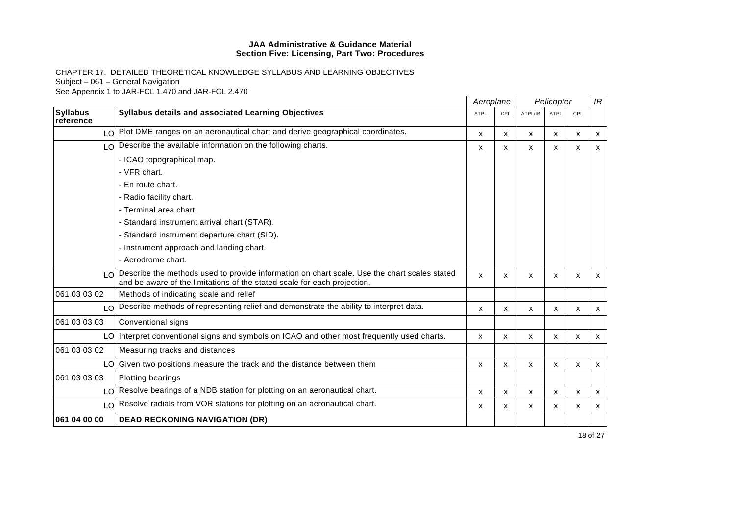**JAA Administrative & Guidance Material**
**Section Five: Licensing, Part Two: Procedures**

CHAPTER 17: DETAILED THEORETICAL KNOWLEDGE SYLLABUS AND LEARNING OBJECTIVES
Subject – 061 – General Navigation
See Appendix 1 to JAR-FCL 1.470 and JAR-FCL 2.470

| | | *Aeroplane* | | *Helicopter* | | | *IR* |
|---|---|---|---|---|---|---|---|
| **Syllabus reference** | **Syllabus details and associated Learning Objectives** | ATPL | CPL | ATPL/IR | ATPL | CPL | |
| LO | Plot DME ranges on an aeronautical chart and derive geographical coordinates. | x | x | x | x | x | x |
| LO | Describe the available information on the following charts.<br>- ICAO topographical map.<br>- VFR chart.<br>- En route chart.<br>- Radio facility chart.<br>- Terminal area chart.<br>- Standard instrument arrival chart (STAR).<br>- Standard instrument departure chart (SID).<br>- Instrument approach and landing chart.<br>- Aerodrome chart. | x | x | x | x | x | x |
| LO | Describe the methods used to provide information on chart scale. Use the chart scales stated and be aware of the limitations of the stated scale for each projection. | x | x | x | x | x | x |
| 061 03 03 02 | Methods of indicating scale and relief | | | | | | |
| LO | Describe methods of representing relief and demonstrate the ability to interpret data. | x | x | x | x | x | x |
| 061 03 03 03 | Conventional signs | | | | | | |
| LO | Interpret conventional signs and symbols on ICAO and other most frequently used charts. | x | x | x | x | x | x |
| 061 03 03 02 | Measuring tracks and distances | | | | | | |
| LO | Given two positions measure the track and the distance between them | x | x | x | x | x | x |
| 061 03 03 03 | Plotting bearings | | | | | | |
| LO | Resolve bearings of a NDB station for plotting on an aeronautical chart. | x | x | x | x | x | x |
| LO | Resolve radials from VOR stations for plotting on an aeronautical chart. | x | x | x | x | x | x |
| **061 04 00 00** | **DEAD RECKONING NAVIGATION (DR)** | | | | | | |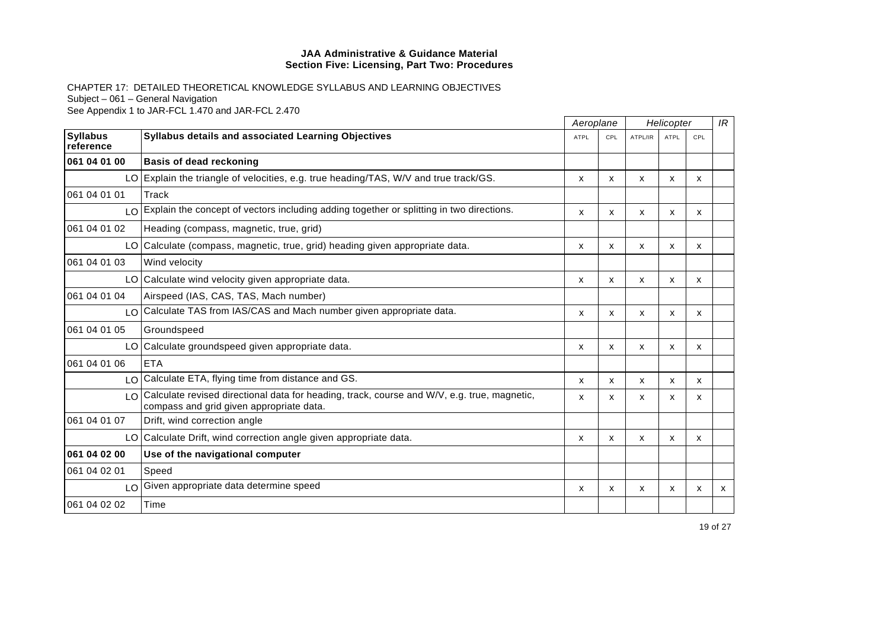**JAA Administrative & Guidance Material**
**Section Five: Licensing, Part Two: Procedures**

CHAPTER 17: DETAILED THEORETICAL KNOWLEDGE SYLLABUS AND LEARNING OBJECTIVES
Subject – 061 – General Navigation
See Appendix 1 to JAR-FCL 1.470 and JAR-FCL 2.470

| | | *Aeroplane* | | *Helicopter* | | | *IR* |
|---|---|---|---|---|---|---|---|
| **Syllabus reference** | **Syllabus details and associated Learning Objectives** | ATPL | CPL | ATPL/IR | ATPL | CPL | |
| **061 04 01 00** | **Basis of dead reckoning** | | | | | | |
| LO | Explain the triangle of velocities, e.g. true heading/TAS, W/V and true track/GS. | x | x | x | x | x | |
| 061 04 01 01 | Track | | | | | | |
| LO | Explain the concept of vectors including adding together or splitting in two directions. | x | x | x | x | x | |
| 061 04 01 02 | Heading (compass, magnetic, true, grid) | | | | | | |
| LO | Calculate (compass, magnetic, true, grid) heading given appropriate data. | x | x | x | x | x | |
| 061 04 01 03 | Wind velocity | | | | | | |
| LO | Calculate wind velocity given appropriate data. | x | x | x | x | x | |
| 061 04 01 04 | Airspeed (IAS, CAS, TAS, Mach number) | | | | | | |
| LO | Calculate TAS from IAS/CAS and Mach number given appropriate data. | x | x | x | x | x | |
| 061 04 01 05 | Groundspeed | | | | | | |
| LO | Calculate groundspeed given appropriate data. | x | x | x | x | x | |
| 061 04 01 06 | ETA | | | | | | |
| LO | Calculate ETA, flying time from distance and GS. | x | x | x | x | x | |
| LO | Calculate revised directional data for heading, track, course and W/V, e.g. true, magnetic, compass and grid given appropriate data. | x | x | x | x | x | |
| 061 04 01 07 | Drift, wind correction angle | | | | | | |
| LO | Calculate Drift, wind correction angle given appropriate data. | x | x | x | x | x | |
| **061 04 02 00** | **Use of the navigational computer** | | | | | | |
| 061 04 02 01 | Speed | | | | | | |
| LO | Given appropriate data determine speed | x | x | x | x | x | x |
| 061 04 02 02 | Time | | | | | | |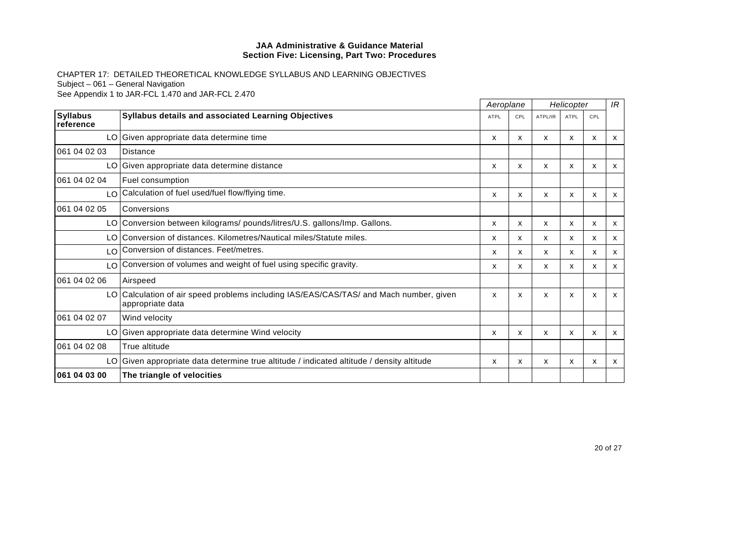**JAA Administrative & Guidance Material**
**Section Five: Licensing, Part Two: Procedures**

CHAPTER 17: DETAILED THEORETICAL KNOWLEDGE SYLLABUS AND LEARNING OBJECTIVES
Subject – 061 – General Navigation
See Appendix 1 to JAR-FCL 1.470 and JAR-FCL 2.470

| | | *Aeroplane* | | *Helicopter* | | | *IR* |
|---|---|---|---|---|---|---|---|
| **Syllabus reference** | **Syllabus details and associated Learning Objectives** | ATPL | CPL | ATPL/IR | ATPL | CPL | |
| LO | Given appropriate data determine time | x | x | x | x | x | x |
| 061 04 02 03 | Distance | | | | | | |
| LO | Given appropriate data determine distance | x | x | x | x | x | x |
| 061 04 02 04 | Fuel consumption | | | | | | |
| LO | Calculation of fuel used/fuel flow/flying time. | x | x | x | x | x | x |
| 061 04 02 05 | Conversions | | | | | | |
| LO | Conversion between kilograms/ pounds/litres/U.S. gallons/Imp. Gallons. | x | x | x | x | x | x |
| LO | Conversion of distances. Kilometres/Nautical miles/Statute miles. | x | x | x | x | x | x |
| LO | Conversion of distances. Feet/metres. | x | x | x | x | x | x |
| LO | Conversion of volumes and weight of fuel using specific gravity. | x | x | x | x | x | x |
| 061 04 02 06 | Airspeed | | | | | | |
| LO | Calculation of air speed problems including IAS/EAS/CAS/TAS/ and Mach number, given appropriate data | x | x | x | x | x | x |
| 061 04 02 07 | Wind velocity | | | | | | |
| LO | Given appropriate data determine Wind velocity | x | x | x | x | x | x |
| 061 04 02 08 | True altitude | | | | | | |
| LO | Given appropriate data determine true altitude / indicated altitude / density altitude | x | x | x | x | x | x |
| **061 04 03 00** | **The triangle of velocities** | | | | | | |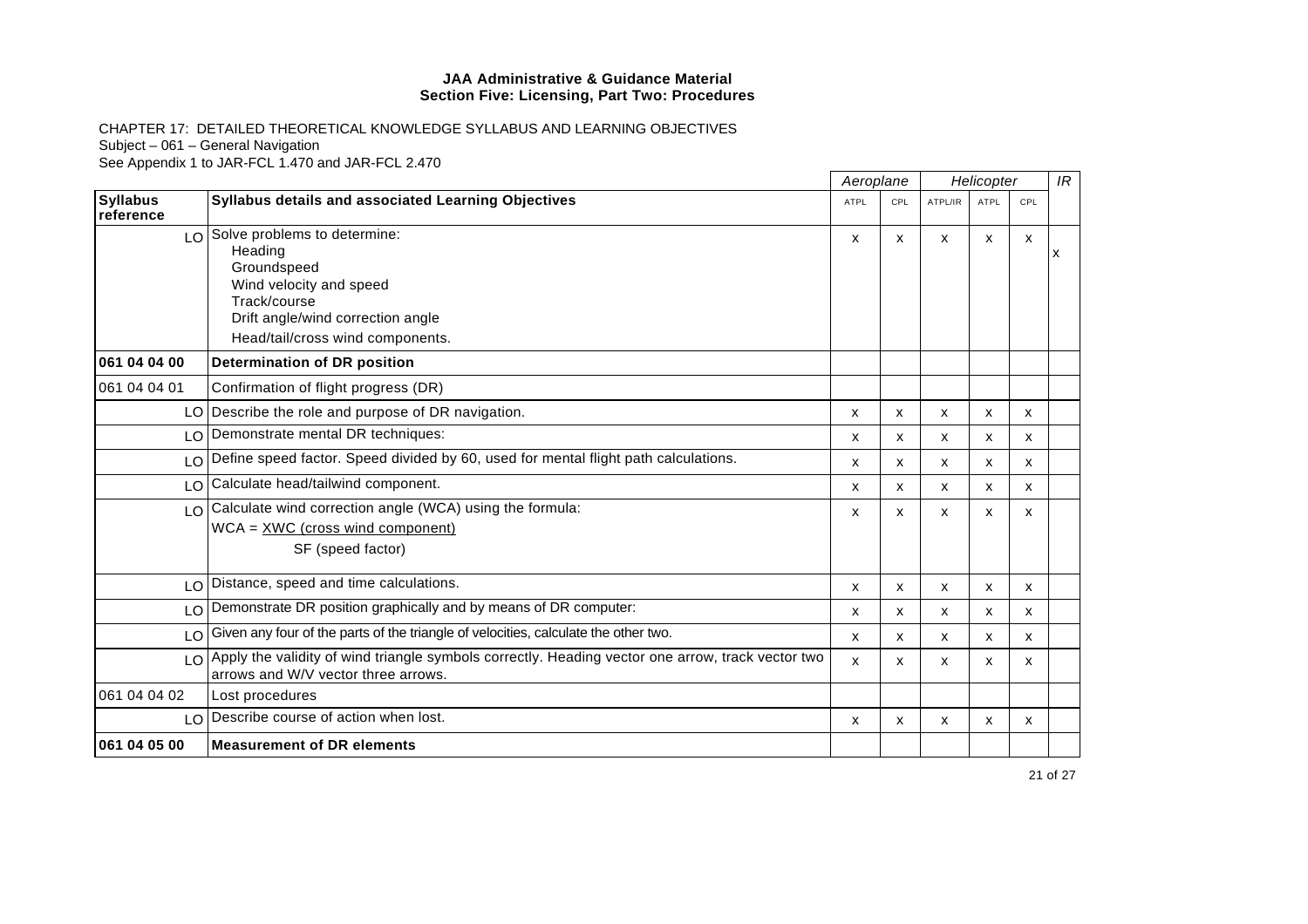**JAA Administrative & Guidance Material**
**Section Five: Licensing, Part Two: Procedures**

CHAPTER 17: DETAILED THEORETICAL KNOWLEDGE SYLLABUS AND LEARNING OBJECTIVES
Subject – 061 – General Navigation
See Appendix 1 to JAR-FCL 1.470 and JAR-FCL 2.470

| Syllabus reference | Syllabus details and associated Learning Objectives | Aeroplane | | Helicopter | | | IR |
|---|---|---|---|---|---|---|---|
| | | ATPL | CPL | ATPL/IR | ATPL | CPL | |
| LO | Solve problems to determine:<br>Heading<br>Groundspeed<br>Wind velocity and speed<br>Track/course<br>Drift angle/wind correction angle<br>Head/tail/cross wind components. | x | x | x | x | x | x |
| **061 04 04 00** | **Determination of DR position** | | | | | | |
| 061 04 04 01 | Confirmation of flight progress (DR) | | | | | | |
| LO | Describe the role and purpose of DR navigation. | x | x | x | x | x | |
| LO | Demonstrate mental DR techniques: | x | x | x | x | x | |
| LO | Define speed factor. Speed divided by 60, used for mental flight path calculations. | x | x | x | x | x | |
| LO | Calculate head/tailwind component. | x | x | x | x | x | |
| LO | Calculate wind correction angle (WCA) using the formula:<br>$WCA = \frac{XWC \text{ (cross wind component)}}{SF \text{ (speed factor)}}$ | x | x | x | x | x | |
| LO | Distance, speed and time calculations. | x | x | x | x | x | |
| LO | Demonstrate DR position graphically and by means of DR computer: | x | x | x | x | x | |
| LO | Given any four of the parts of the triangle of velocities, calculate the other two. | x | x | x | x | x | |
| LO | Apply the validity of wind triangle symbols correctly. Heading vector one arrow, track vector two arrows and W/V vector three arrows. | x | x | x | x | x | |
| 061 04 04 02 | Lost procedures | | | | | | |
| LO | Describe course of action when lost. | x | x | x | x | x | |
| **061 04 05 00** | **Measurement of DR elements** | | | | | | |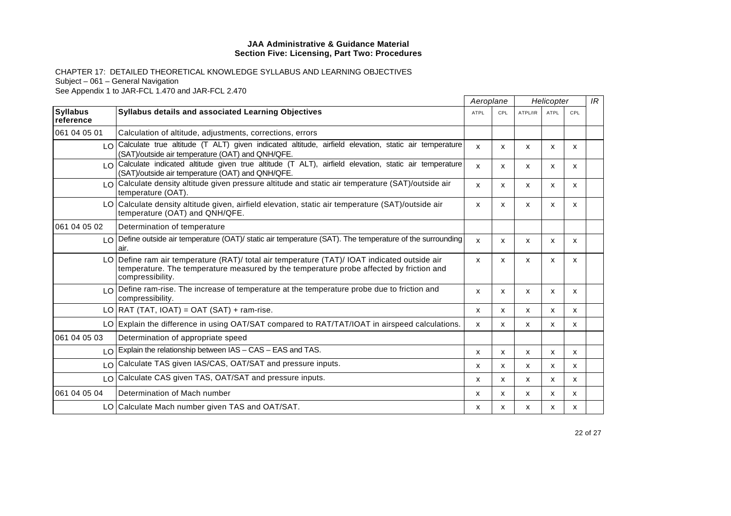**JAA Administrative & Guidance Material**
**Section Five: Licensing, Part Two: Procedures**

CHAPTER 17: DETAILED THEORETICAL KNOWLEDGE SYLLABUS AND LEARNING OBJECTIVES
Subject – 061 – General Navigation
See Appendix 1 to JAR-FCL 1.470 and JAR-FCL 2.470

| | | *Aeroplane* | | *Helicopter* | | | *IR* |
|---|---|---|---|---|---|---|---|
| **Syllabus reference** | **Syllabus details and associated Learning Objectives** | ATPL | CPL | ATPL/IR | ATPL | CPL | |
| 061 04 05 01 | Calculation of altitude, adjustments, corrections, errors | | | | | | |
| LO | Calculate true altitude (T ALT) given indicated altitude, airfield elevation, static air temperature (SAT)/outside air temperature (OAT) and QNH/QFE. | x | x | x | x | x | |
| LO | Calculate indicated altitude given true altitude (T ALT), airfield elevation, static air temperature (SAT)/outside air temperature (OAT) and QNH/QFE. | x | x | x | x | x | |
| LO | Calculate density altitude given pressure altitude and static air temperature (SAT)/outside air temperature (OAT). | x | x | x | x | x | |
| LO | Calculate density altitude given, airfield elevation, static air temperature (SAT)/outside air temperature (OAT) and QNH/QFE. | x | x | x | x | x | |
| 061 04 05 02 | Determination of temperature | | | | | | |
| LO | Define outside air temperature (OAT)/ static air temperature (SAT). The temperature of the surrounding air. | x | x | x | x | x | |
| LO | Define ram air temperature (RAT)/ total air temperature (TAT)/ IOAT indicated outside air temperature. The temperature measured by the temperature probe affected by friction and compressibility. | x | x | x | x | x | |
| LO | Define ram-rise. The increase of temperature at the temperature probe due to friction and compressibility. | x | x | x | x | x | |
| LO | RAT (TAT, IOAT) = OAT (SAT) + ram-rise. | x | x | x | x | x | |
| LO | Explain the difference in using OAT/SAT compared to RAT/TAT/IOAT in airspeed calculations. | x | x | x | x | x | |
| 061 04 05 03 | Determination of appropriate speed | | | | | | |
| LO | Explain the relationship between IAS – CAS – EAS and TAS. | x | x | x | x | x | |
| LO | Calculate TAS given IAS/CAS, OAT/SAT and pressure inputs. | x | x | x | x | x | |
| LO | Calculate CAS given TAS, OAT/SAT and pressure inputs. | x | x | x | x | x | |
| 061 04 05 04 | Determination of Mach number | x | x | x | x | x | |
| LO | Calculate Mach number given TAS and OAT/SAT. | x | x | x | x | x | |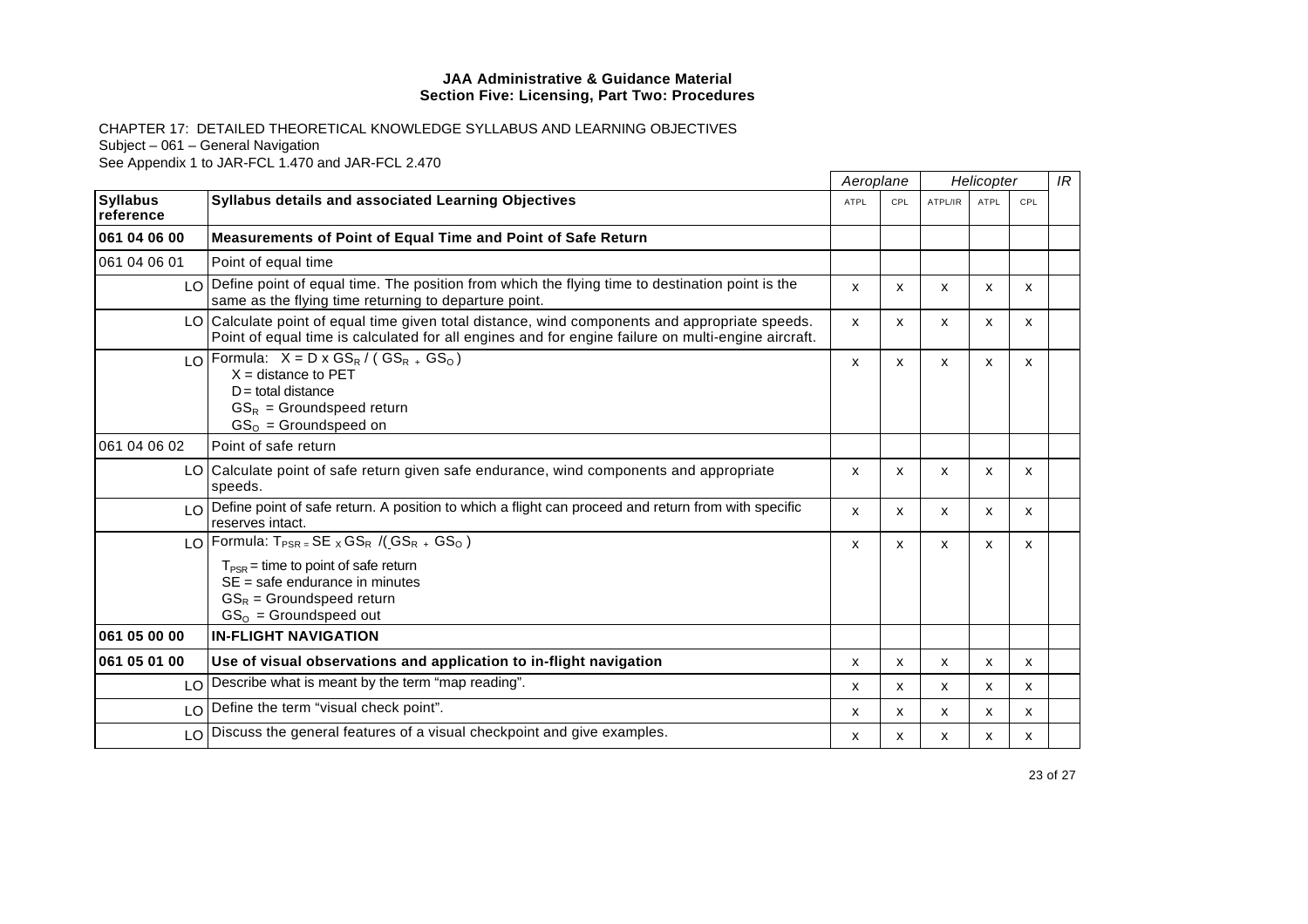**JAA Administrative & Guidance Material**
**Section Five: Licensing, Part Two: Procedures**

CHAPTER 17: DETAILED THEORETICAL KNOWLEDGE SYLLABUS AND LEARNING OBJECTIVES
Subject – 061 – General Navigation
See Appendix 1 to JAR-FCL 1.470 and JAR-FCL 2.470

| | | *Aeroplane* | | *Helicopter* | | | *IR* |
|---|---|---|---|---|---|---|---|
| **Syllabus reference** | **Syllabus details and associated Learning Objectives** | ATPL | CPL | ATPL/IR | ATPL | CPL | |
| **061 04 06 00** | **Measurements of Point of Equal Time and Point of Safe Return** | | | | | | |
| 061 04 06 01 | Point of equal time | | | | | | |
| LO | Define point of equal time. The position from which the flying time to destination point is the same as the flying time returning to departure point. | x | x | x | x | x | |
| LO | Calculate point of equal time given total distance, wind components and appropriate speeds. Point of equal time is calculated for all engines and for engine failure on multi-engine aircraft. | x | x | x | x | x | |
| LO | Formula: $X = D \times GS_R / (GS_R + GS_O)$<br>$X$ = distance to PET<br>$D$ = total distance<br>$GS_R$ = Groundspeed return<br>$GS_O$ = Groundspeed on | x | x | x | x | x | |
| 061 04 06 02 | Point of safe return | | | | | | |
| LO | Calculate point of safe return given safe endurance, wind components and appropriate speeds. | x | x | x | x | x | |
| LO | Define point of safe return. A position to which a flight can proceed and return from with specific reserves intact. | x | x | x | x | x | |
| LO | Formula: $T_{PSR} = SE \times GS_R / (GS_R + GS_O)$<br>$T_{PSR}$ = time to point of safe return<br>$SE$ = safe endurance in minutes<br>$GS_R$ = Groundspeed return<br>$GS_O$ = Groundspeed out | x | x | x | x | x | |
| **061 05 00 00** | **IN-FLIGHT NAVIGATION** | | | | | | |
| **061 05 01 00** | **Use of visual observations and application to in-flight navigation** | x | x | x | x | x | |
| LO | Describe what is meant by the term "map reading". | x | x | x | x | x | |
| LO | Define the term "visual check point". | x | x | x | x | x | |
| LO | Discuss the general features of a visual checkpoint and give examples. | x | x | x | x | x | |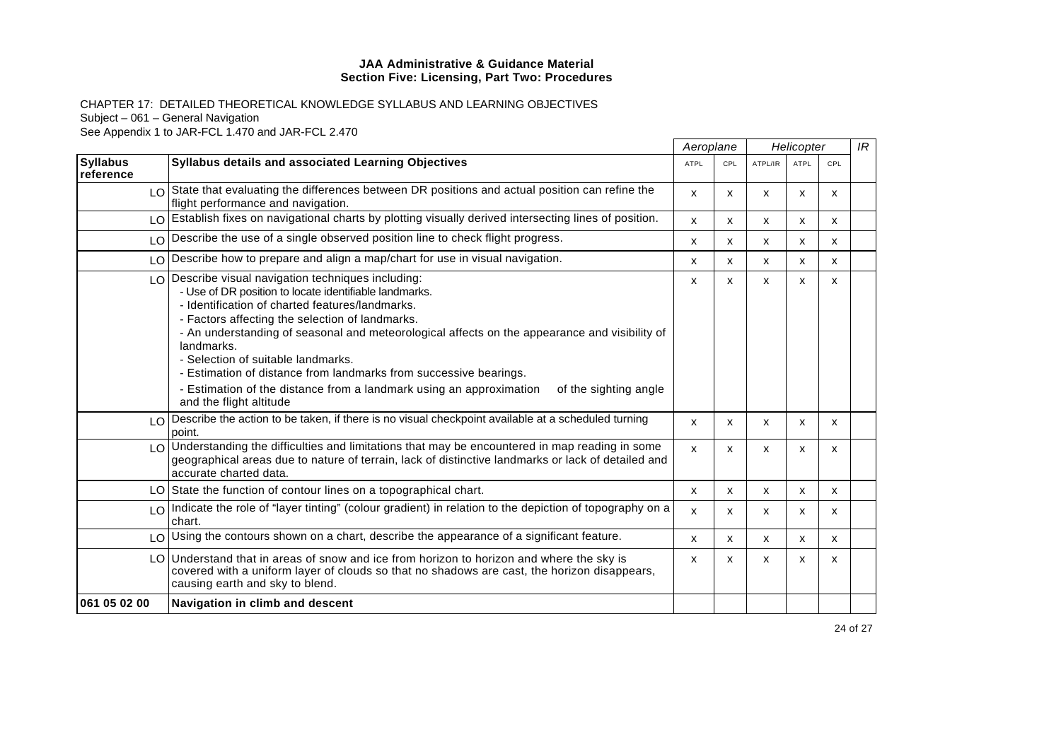**JAA Administrative & Guidance Material**
**Section Five: Licensing, Part Two: Procedures**

CHAPTER 17: DETAILED THEORETICAL KNOWLEDGE SYLLABUS AND LEARNING OBJECTIVES
Subject – 061 – General Navigation
See Appendix 1 to JAR-FCL 1.470 and JAR-FCL 2.470

| | | Aeroplane | | Helicopter | | | IR |
|---|---|---|---|---|---|---|---|
| **Syllabus reference** | **Syllabus details and associated Learning Objectives** | ATPL | CPL | ATPL/IR | ATPL | CPL | |
| LO | State that evaluating the differences between DR positions and actual position can refine the flight performance and navigation. | x | x | x | x | x | |
| LO | Establish fixes on navigational charts by plotting visually derived intersecting lines of position. | x | x | x | x | x | |
| LO | Describe the use of a single observed position line to check flight progress. | x | x | x | x | x | |
| LO | Describe how to prepare and align a map/chart for use in visual navigation. | x | x | x | x | x | |
| LO | Describe visual navigation techniques including:<br>- Use of DR position to locate identifiable landmarks.<br>- Identification of charted features/landmarks.<br>- Factors affecting the selection of landmarks.<br>- An understanding of seasonal and meteorological affects on the appearance and visibility of landmarks.<br>- Selection of suitable landmarks.<br>- Estimation of distance from landmarks from successive bearings.<br>- Estimation of the distance from a landmark using an approximation of the sighting angle and the flight altitude | x | x | x | x | x | |
| LO | Describe the action to be taken, if there is no visual checkpoint available at a scheduled turning point. | x | x | x | x | x | |
| LO | Understanding the difficulties and limitations that may be encountered in map reading in some geographical areas due to nature of terrain, lack of distinctive landmarks or lack of detailed and accurate charted data. | x | x | x | x | x | |
| LO | State the function of contour lines on a topographical chart. | x | x | x | x | x | |
| LO | Indicate the role of "layer tinting" (colour gradient) in relation to the depiction of topography on a chart. | x | x | x | x | x | |
| LO | Using the contours shown on a chart, describe the appearance of a significant feature. | x | x | x | x | x | |
| LO | Understand that in areas of snow and ice from horizon to horizon and where the sky is covered with a uniform layer of clouds so that no shadows are cast, the horizon disappears, causing earth and sky to blend. | x | x | x | x | x | |
| **061 05 02 00** | **Navigation in climb and descent** | | | | | | |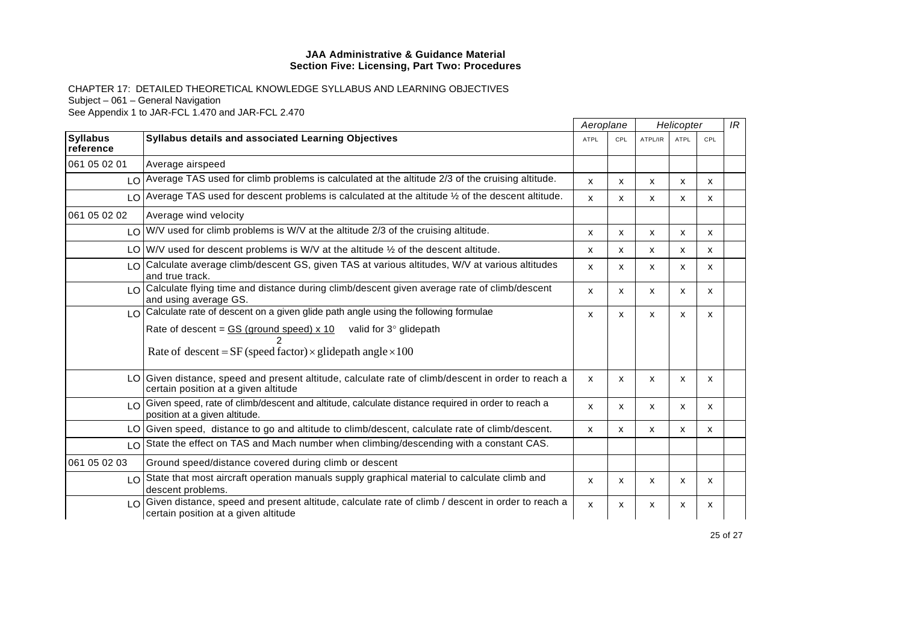**JAA Administrative & Guidance Material**
**Section Five: Licensing, Part Two: Procedures**

CHAPTER 17: DETAILED THEORETICAL KNOWLEDGE SYLLABUS AND LEARNING OBJECTIVES
Subject – 061 – General Navigation
See Appendix 1 to JAR-FCL 1.470 and JAR-FCL 2.470

| | | *Aeroplane* | | *Helicopter* | | | *IR* |
|---|---|---|---|---|---|---|---|
| **Syllabus reference** | **Syllabus details and associated Learning Objectives** | ATPL | CPL | ATPL/IR | ATPL | CPL | |
| 061 05 02 01 | Average airspeed | | | | | | |
| LO | Average TAS used for climb problems is calculated at the altitude 2/3 of the cruising altitude. | x | x | x | x | x | |
| LO | Average TAS used for descent problems is calculated at the altitude ½ of the descent altitude. | x | x | x | x | x | |
| 061 05 02 02 | Average wind velocity | | | | | | |
| LO | W/V used for climb problems is W/V at the altitude 2/3 of the cruising altitude. | x | x | x | x | x | |
| LO | W/V used for descent problems is W/V at the altitude ½ of the descent altitude. | x | x | x | x | x | |
| LO | Calculate average climb/descent GS, given TAS at various altitudes, W/V at various altitudes and true track. | x | x | x | x | x | |
| LO | Calculate flying time and distance during climb/descent given average rate of climb/descent and using average GS. | x | x | x | x | x | |
| LO | Calculate rate of descent on a given glide path angle using the following formulae<br>$\text{Rate of descent} = \frac{\text{GS (ground speed)} \times 10}{2}$ valid for 3° glidepath<br>$\text{Rate of descent} = \text{SF (speed factor)} \times \text{glidepath angle} \times 100$ | x | x | x | x | x | |
| LO | Given distance, speed and present altitude, calculate rate of climb/descent in order to reach a certain position at a given altitude | x | x | x | x | x | |
| LO | Given speed, rate of climb/descent and altitude, calculate distance required in order to reach a position at a given altitude. | x | x | x | x | x | |
| LO | Given speed, distance to go and altitude to climb/descent, calculate rate of climb/descent. | x | x | x | x | x | |
| LO | State the effect on TAS and Mach number when climbing/descending with a constant CAS. | | | | | | |
| 061 05 02 03 | Ground speed/distance covered during climb or descent | | | | | | |
| LO | State that most aircraft operation manuals supply graphical material to calculate climb and descent problems. | x | x | x | x | x | |
| LO | Given distance, speed and present altitude, calculate rate of climb / descent in order to reach a certain position at a given altitude | x | x | x | x | x | |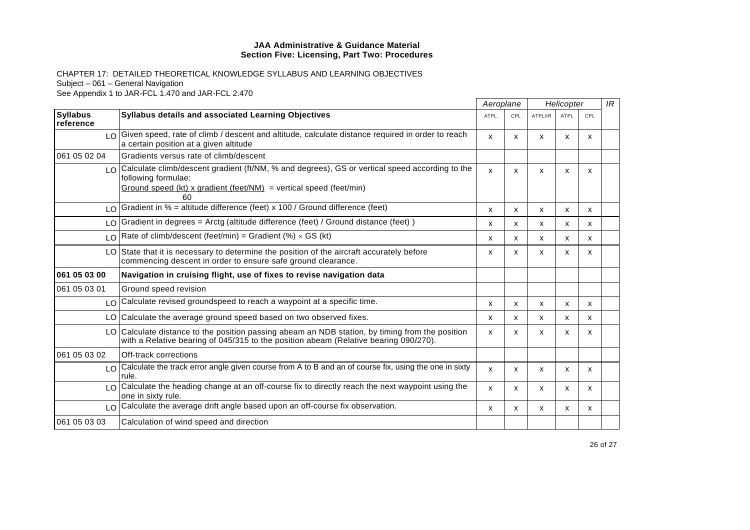**JAA Administrative & Guidance Material**
**Section Five: Licensing, Part Two: Procedures**

CHAPTER 17: DETAILED THEORETICAL KNOWLEDGE SYLLABUS AND LEARNING OBJECTIVES
Subject – 061 – General Navigation
See Appendix 1 to JAR-FCL 1.470 and JAR-FCL 2.470

| | | Aeroplane | | Helicopter | | | IR |
|---|---|---|---|---|---|---|---|
| **Syllabus reference** | **Syllabus details and associated Learning Objectives** | ATPL | CPL | ATPL/IR | ATPL | CPL | |
| LO | Given speed, rate of climb / descent and altitude, calculate distance required in order to reach a certain position at a given altitude | x | x | x | x | x | |
| 061 05 02 04 | Gradients versus rate of climb/descent | | | | | | |
| LO | Calculate climb/descent gradient (ft/NM, % and degrees), GS or vertical speed according to the following formulae: $\frac{\text{Ground speed (kt) x gradient (feet/NM)}}{60}$ = vertical speed (feet/min) | x | x | x | x | x | |
| LO | Gradient in % = altitude difference (feet) x 100 / Ground difference (feet) | x | x | x | x | x | |
| LO | Gradient in degrees = Arctg (altitude difference (feet) / Ground distance (feet) ) | x | x | x | x | x | |
| LO | Rate of climb/descent (feet/min) = Gradient (%) × GS (kt) | x | x | x | x | x | |
| LO | State that it is necessary to determine the position of the aircraft accurately before commencing descent in order to ensure safe ground clearance. | x | x | x | x | x | |
| **061 05 03 00** | **Navigation in cruising flight, use of fixes to revise navigation data** | | | | | | |
| 061 05 03 01 | Ground speed revision | | | | | | |
| LO | Calculate revised groundspeed to reach a waypoint at a specific time. | x | x | x | x | x | |
| LO | Calculate the average ground speed based on two observed fixes. | x | x | x | x | x | |
| LO | Calculate distance to the position passing abeam an NDB station, by timing from the position with a Relative bearing of 045/315 to the position abeam (Relative bearing 090/270). | x | x | x | x | x | |
| 061 05 03 02 | Off-track corrections | | | | | | |
| LO | Calculate the track error angle given course from A to B and an of course fix, using the one in sixty rule. | x | x | x | x | x | |
| LO | Calculate the heading change at an off-course fix to directly reach the next waypoint using the one in sixty rule. | x | x | x | x | x | |
| LO | Calculate the average drift angle based upon an off-course fix observation. | x | x | x | x | x | |
| 061 05 03 03 | Calculation of wind speed and direction | | | | | | |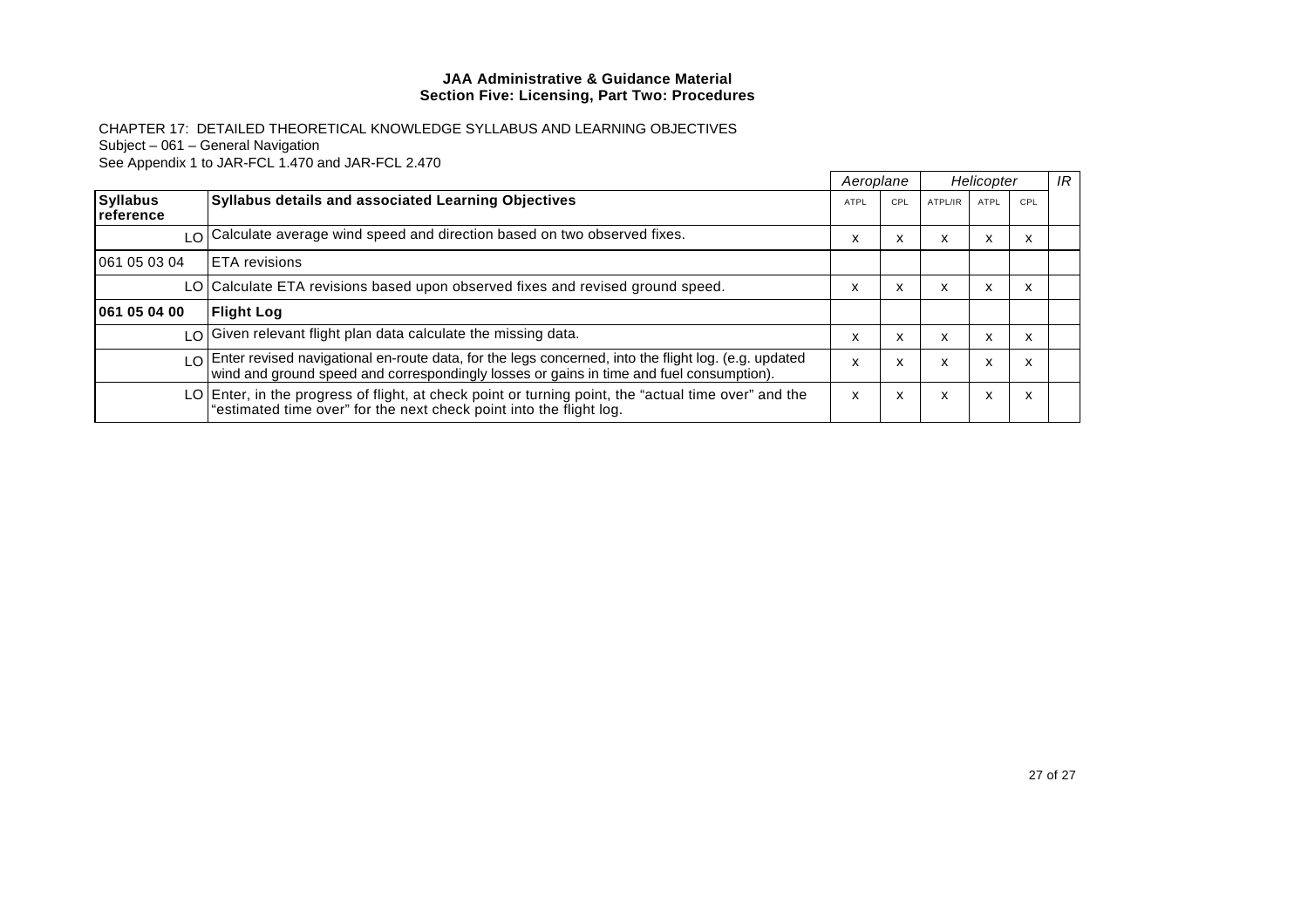CHAPTER 17: DETAILED THEORETICAL KNOWLEDGE SYLLABUS AND LEARNING OBJECTIVES
Subject – 061 – General Navigation
See Appendix 1 to JAR-FCL 1.470 and JAR-FCL 2.470

| | | *Aeroplane* | | *Helicopter* | | | *IR* |
|---|---|---|---|---|---|---|---|
| **Syllabus reference** | **Syllabus details and associated Learning Objectives** | ATPL | CPL | ATPL/IR | ATPL | CPL | |
| LO | Calculate average wind speed and direction based on two observed fixes. | x | x | x | x | x | |
| 061 05 03 04 | ETA revisions | | | | | | |
| LO | Calculate ETA revisions based upon observed fixes and revised ground speed. | x | x | x | x | x | |
| **061 05 04 00** | **Flight Log** | | | | | | |
| LO | Given relevant flight plan data calculate the missing data. | x | x | x | x | x | |
| LO | Enter revised navigational en-route data, for the legs concerned, into the flight log. (e.g. updated wind and ground speed and correspondingly losses or gains in time and fuel consumption). | x | x | x | x | x | |
| LO | Enter, in the progress of flight, at check point or turning point, the "actual time over" and the "estimated time over" for the next check point into the flight log. | x | x | x | x | x | |